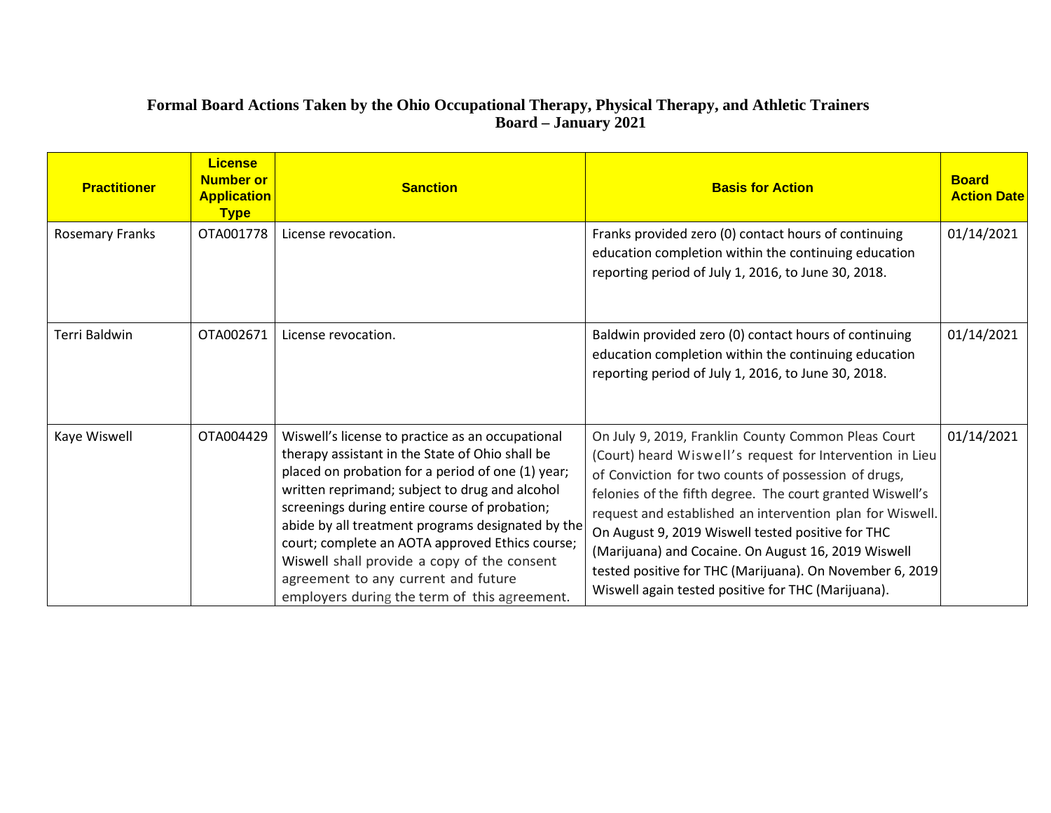# Formal Board Actions Taken by the Ohio Occupational Therapy, Physical Therapy, and Athletic Trainers Board – January 2021

| Practitioner | License Number or Application Type | Sanction | Basis for Action | Board Action Date |
|---|---|---|---|---|
| Rosemary Franks | OTA001778 | License revocation. | Franks provided zero (0) contact hours of continuing education completion within the continuing education reporting period of July 1, 2016, to June 30, 2018. | 01/14/2021 |
| Terri Baldwin | OTA002671 | License revocation. | Baldwin provided zero (0) contact hours of continuing education completion within the continuing education reporting period of July 1, 2016, to June 30, 2018. | 01/14/2021 |
| Kaye Wiswell | OTA004429 | Wiswell's license to practice as an occupational therapy assistant in the State of Ohio shall be placed on probation for a period of one (1) year; written reprimand; subject to drug and alcohol screenings during entire course of probation; abide by all treatment programs designated by the court; complete an AOTA approved Ethics course; Wiswell shall provide a copy of the consent agreement to any current and future employers during the term of this agreement. | On July 9, 2019, Franklin County Common Pleas Court (Court) heard Wiswell's request for Intervention in Lieu of Conviction for two counts of possession of drugs, felonies of the fifth degree. The court granted Wiswell's request and established an intervention plan for Wiswell. On August 9, 2019 Wiswell tested positive for THC (Marijuana) and Cocaine. On August 16, 2019 Wiswell tested positive for THC (Marijuana). On November 6, 2019 Wiswell again tested positive for THC (Marijuana). | 01/14/2021 |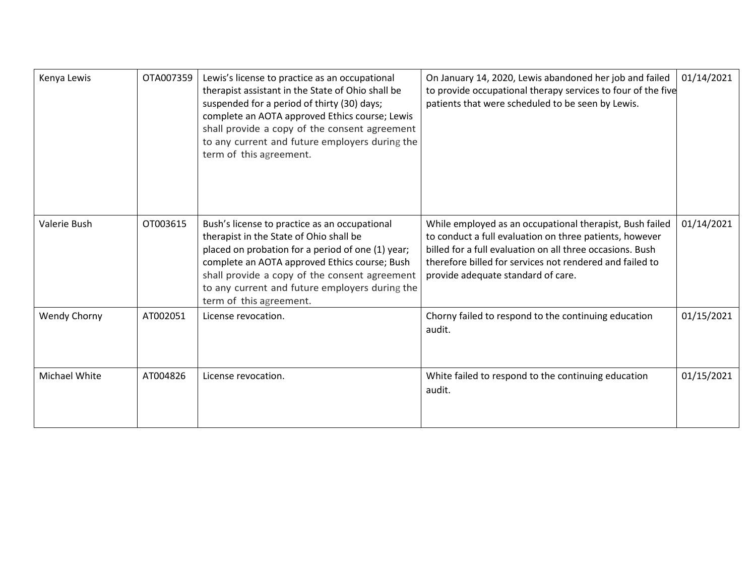| | | | | |
|---|---|---|---|---|
| Kenya Lewis | OTA007359 | Lewis's license to practice as an occupational therapist assistant in the State of Ohio shall be suspended for a period of thirty (30) days; complete an AOTA approved Ethics course; Lewis shall provide a copy of the consent agreement to any current and future employers during the term of this agreement. | On January 14, 2020, Lewis abandoned her job and failed to provide occupational therapy services to four of the five patients that were scheduled to be seen by Lewis. | 01/14/2021 |
| Valerie Bush | OT003615 | Bush's license to practice as an occupational therapist in the State of Ohio shall be placed on probation for a period of one (1) year; complete an AOTA approved Ethics course; Bush shall provide a copy of the consent agreement to any current and future employers during the term of this agreement. | While employed as an occupational therapist, Bush failed to conduct a full evaluation on three patients, however billed for a full evaluation on all three occasions. Bush therefore billed for services not rendered and failed to provide adequate standard of care. | 01/14/2021 |
| Wendy Chorny | AT002051 | License revocation. | Chorny failed to respond to the continuing education audit. | 01/15/2021 |
| Michael White | AT004826 | License revocation. | White failed to respond to the continuing education audit. | 01/15/2021 |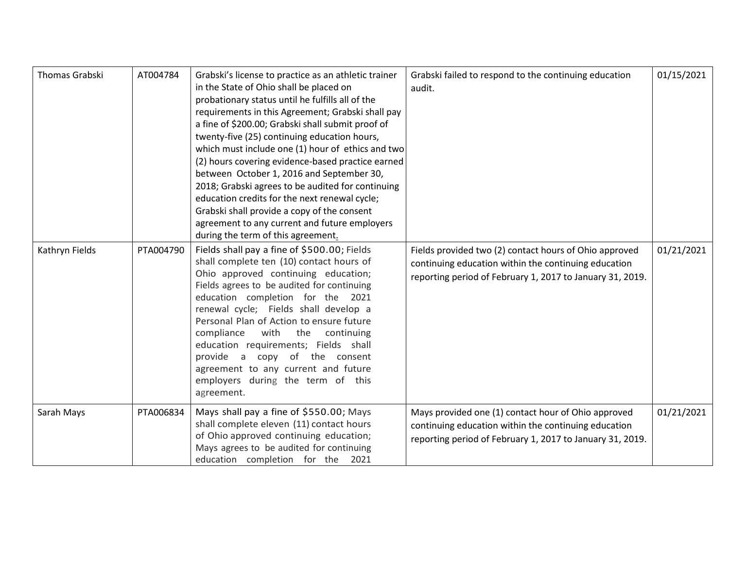| | | | | |
|---|---|---|---|---|
| Thomas Grabski | AT004784 | Grabski's license to practice as an athletic trainer in the State of Ohio shall be placed on probationary status until he fulfills all of the requirements in this Agreement; Grabski shall pay a fine of $200.00; Grabski shall submit proof of twenty-five (25) continuing education hours, which must include one (1) hour of ethics and two (2) hours covering evidence-based practice earned between October 1, 2016 and September 30, 2018; Grabski agrees to be audited for continuing education credits for the next renewal cycle; Grabski shall provide a copy of the consent agreement to any current and future employers during the term of this agreement. | Grabski failed to respond to the continuing education audit. | 01/15/2021 |
| Kathryn Fields | PTA004790 | Fields shall pay a fine of $500.00; Fields shall complete ten (10) contact hours of Ohio approved continuing education; Fields agrees to be audited for continuing education completion for the 2021 renewal cycle; Fields shall develop a Personal Plan of Action to ensure future compliance with the continuing education requirements; Fields shall provide a copy of the consent agreement to any current and future employers during the term of this agreement. | Fields provided two (2) contact hours of Ohio approved continuing education within the continuing education reporting period of February 1, 2017 to January 31, 2019. | 01/21/2021 |
| Sarah Mays | PTA006834 | Mays shall pay a fine of $550.00; Mays shall complete eleven (11) contact hours of Ohio approved continuing education; Mays agrees to be audited for continuing education completion for the 2021 | Mays provided one (1) contact hour of Ohio approved continuing education within the continuing education reporting period of February 1, 2017 to January 31, 2019. | 01/21/2021 |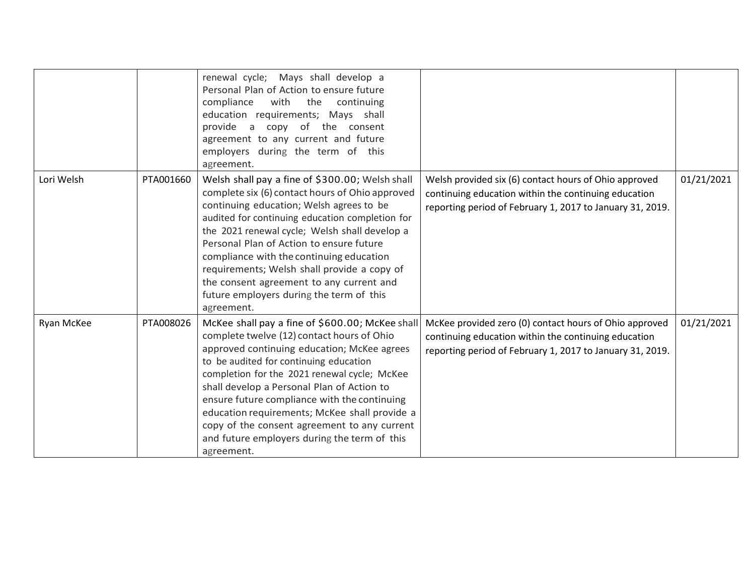| | | | | |
|---|---|---|---|---|
| | | renewal cycle; Mays shall develop a Personal Plan of Action to ensure future compliance with the continuing education requirements; Mays shall provide a copy of the consent agreement to any current and future employers during the term of this agreement. | | |
| Lori Welsh | PTA001660 | Welsh shall pay a fine of $300.00; Welsh shall complete six (6) contact hours of Ohio approved continuing education; Welsh agrees to be audited for continuing education completion for the 2021 renewal cycle; Welsh shall develop a Personal Plan of Action to ensure future compliance with the continuing education requirements; Welsh shall provide a copy of the consent agreement to any current and future employers during the term of this agreement. | Welsh provided six (6) contact hours of Ohio approved continuing education within the continuing education reporting period of February 1, 2017 to January 31, 2019. | 01/21/2021 |
| Ryan McKee | PTA008026 | McKee shall pay a fine of $600.00; McKee shall complete twelve (12) contact hours of Ohio approved continuing education; McKee agrees to be audited for continuing education completion for the 2021 renewal cycle; McKee shall develop a Personal Plan of Action to ensure future compliance with the continuing education requirements; McKee shall provide a copy of the consent agreement to any current and future employers during the term of this agreement. | McKee provided zero (0) contact hours of Ohio approved continuing education within the continuing education reporting period of February 1, 2017 to January 31, 2019. | 01/21/2021 |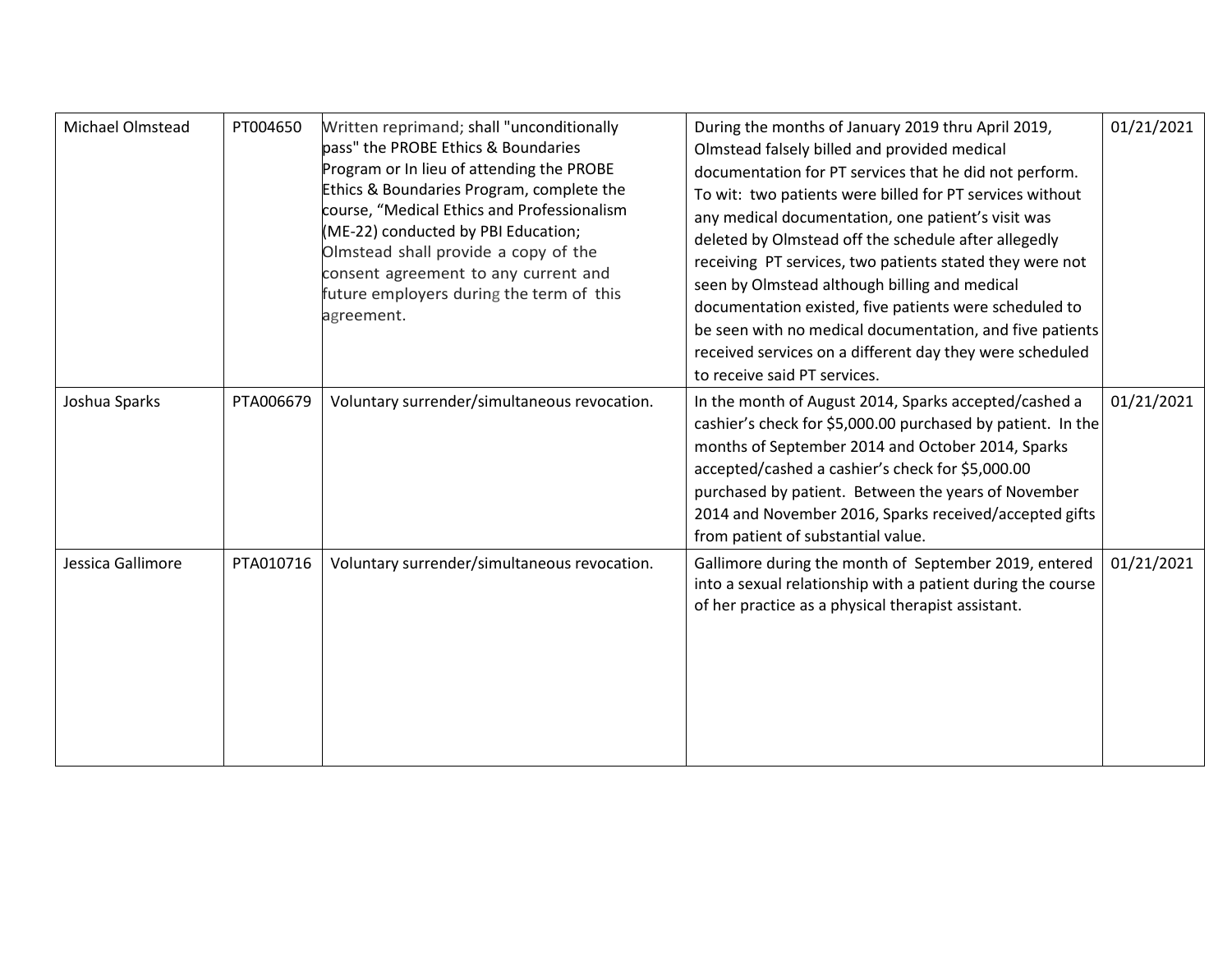| Michael Olmstead | PT004650 | Written reprimand; shall "unconditionally pass" the PROBE Ethics & Boundaries Program or In lieu of attending the PROBE Ethics & Boundaries Program, complete the course, "Medical Ethics and Professionalism (ME-22) conducted by PBI Education; Olmstead shall provide a copy of the consent agreement to any current and future employers during the term of this agreement. | During the months of January 2019 thru April 2019, Olmstead falsely billed and provided medical documentation for PT services that he did not perform. To wit: two patients were billed for PT services without any medical documentation, one patient's visit was deleted by Olmstead off the schedule after allegedly receiving PT services, two patients stated they were not seen by Olmstead although billing and medical documentation existed, five patients were scheduled to be seen with no medical documentation, and five patients received services on a different day they were scheduled to receive said PT services. | 01/21/2021 |
|---|---|---|---|---|
| Joshua Sparks | PTA006679 | Voluntary surrender/simultaneous revocation. | In the month of August 2014, Sparks accepted/cashed a cashier's check for $5,000.00 purchased by patient. In the months of September 2014 and October 2014, Sparks accepted/cashed a cashier's check for $5,000.00 purchased by patient. Between the years of November 2014 and November 2016, Sparks received/accepted gifts from patient of substantial value. | 01/21/2021 |
| Jessica Gallimore | PTA010716 | Voluntary surrender/simultaneous revocation. | Gallimore during the month of September 2019, entered into a sexual relationship with a patient during the course of her practice as a physical therapist assistant. | 01/21/2021 |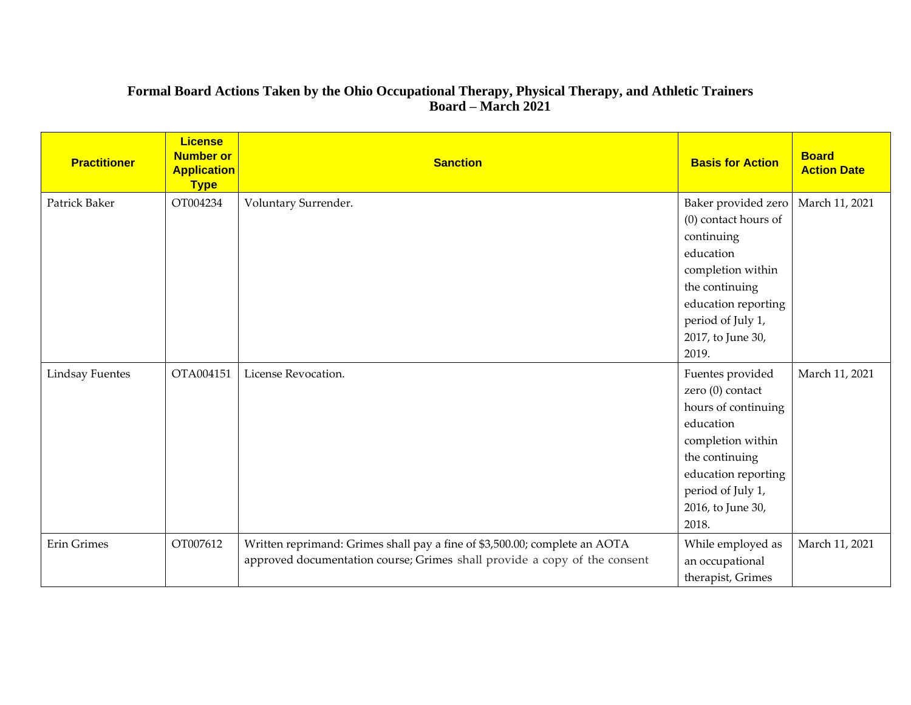**Formal Board Actions Taken by the Ohio Occupational Therapy, Physical Therapy, and Athletic Trainers Board – March 2021**

| Practitioner | License Number or Application Type | Sanction | Basis for Action | Board Action Date |
|---|---|---|---|---|
| Patrick Baker | OT004234 | Voluntary Surrender. | Baker provided zero (0) contact hours of continuing education completion within the continuing education reporting period of July 1, 2017, to June 30, 2019. | March 11, 2021 |
| Lindsay Fuentes | OTA004151 | License Revocation. | Fuentes provided zero (0) contact hours of continuing education completion within the continuing education reporting period of July 1, 2016, to June 30, 2018. | March 11, 2021 |
| Erin Grimes | OT007612 | Written reprimand: Grimes shall pay a fine of $3,500.00; complete an AOTA approved documentation course; Grimes shall provide a copy of the consent | While employed as an occupational therapist, Grimes | March 11, 2021 |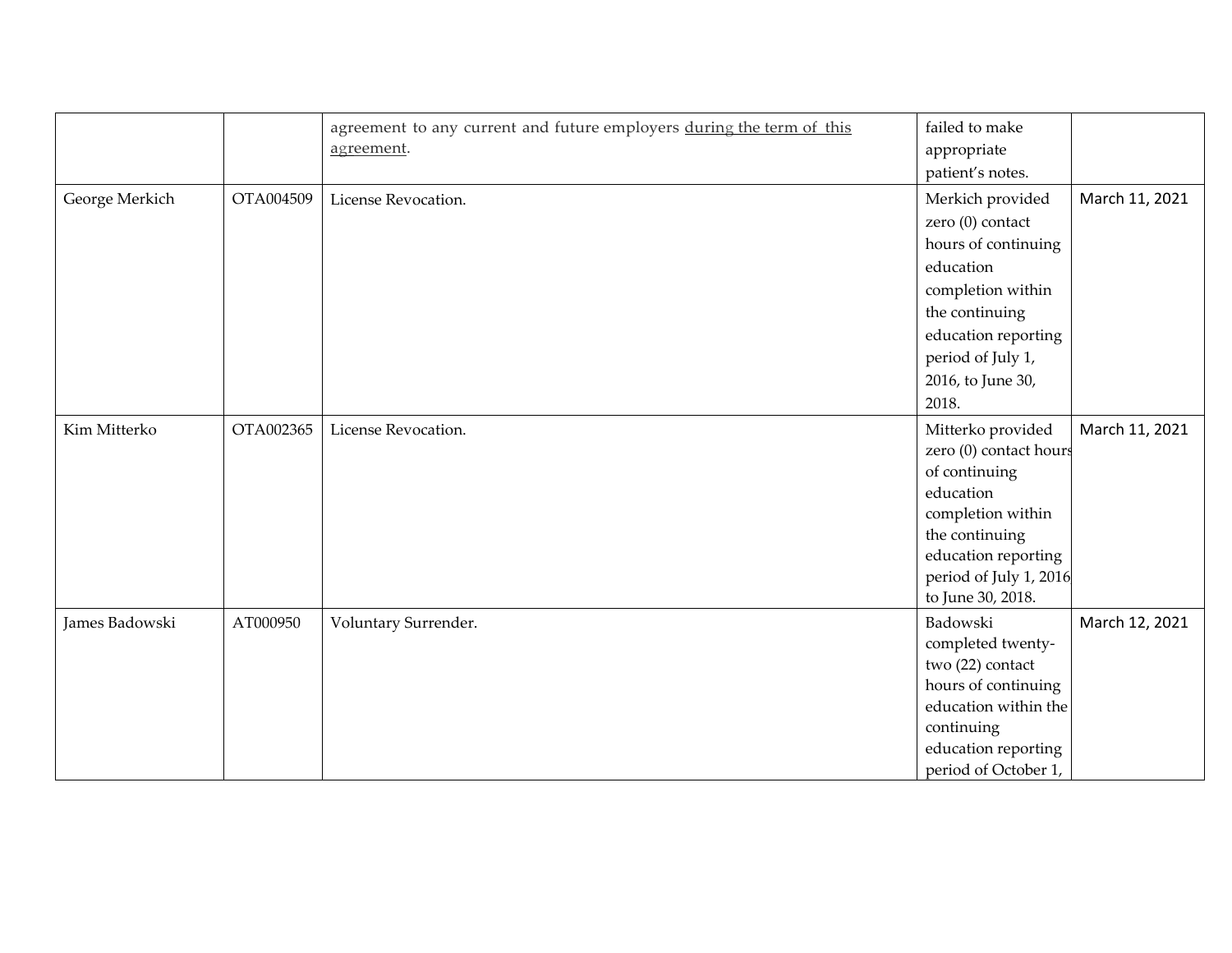| | | | | |
|---|---|---|---|---|
| | | agreement to any current and future employers <u>during the term of this agreement</u>. | failed to make appropriate patient's notes. | |
| George Merkich | OTA004509 | License Revocation. | Merkich provided zero (0) contact hours of continuing education completion within the continuing education reporting period of July 1, 2016, to June 30, 2018. | March 11, 2021 |
| Kim Mitterko | OTA002365 | License Revocation. | Mitterko provided zero (0) contact hours of continuing education completion within the continuing education reporting period of July 1, 2016 to June 30, 2018. | March 11, 2021 |
| James Badowski | AT000950 | Voluntary Surrender. | Badowski completed twenty-two (22) contact hours of continuing education within the continuing education reporting period of October 1, | March 12, 2021 |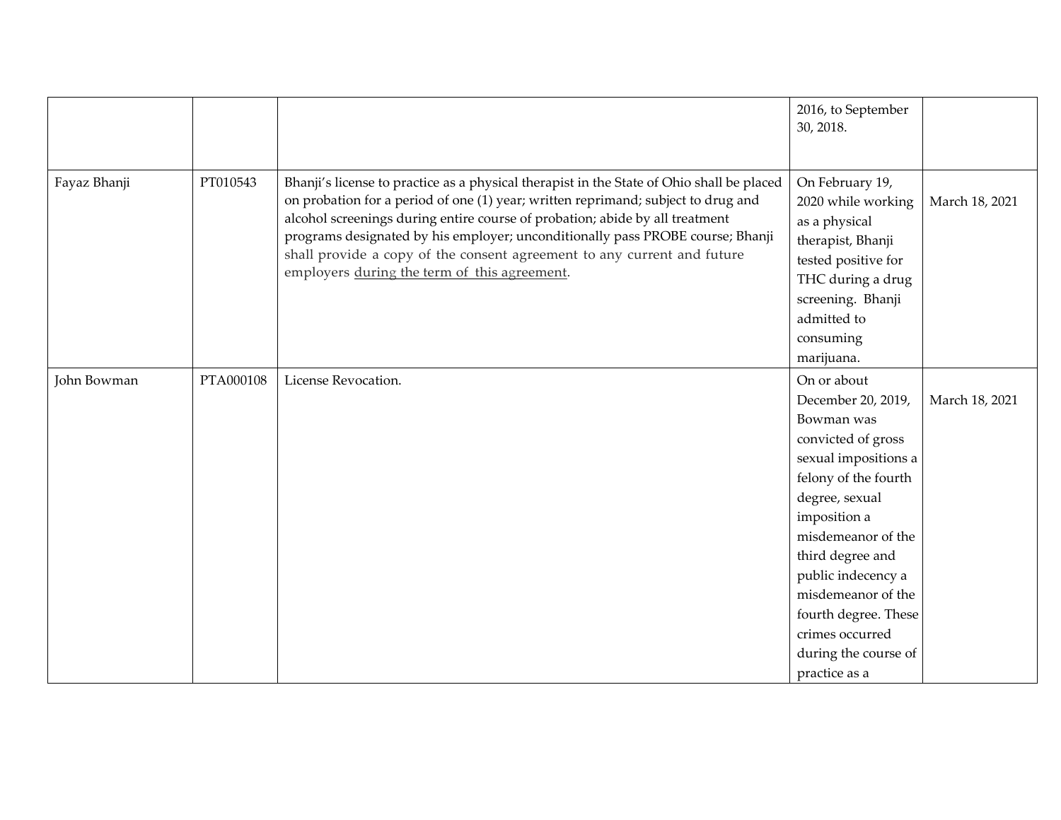| | | | | |
|---|---|---|---|---|
| | | | 2016, to September 30, 2018. | |
| Fayaz Bhanji | PT010543 | Bhanji's license to practice as a physical therapist in the State of Ohio shall be placed on probation for a period of one (1) year; written reprimand; subject to drug and alcohol screenings during entire course of probation; abide by all treatment programs designated by his employer; unconditionally pass PROBE course; Bhanji shall provide a copy of the consent agreement to any current and future employers during the term of this agreement. | On February 19, 2020 while working as a physical therapist, Bhanji tested positive for THC during a drug screening. Bhanji admitted to consuming marijuana. | March 18, 2021 |
| John Bowman | PTA000108 | License Revocation. | On or about December 20, 2019, Bowman was convicted of gross sexual impositions a felony of the fourth degree, sexual imposition a misdemeanor of the third degree and public indecency a misdemeanor of the fourth degree. These crimes occurred during the course of practice as a | March 18, 2021 |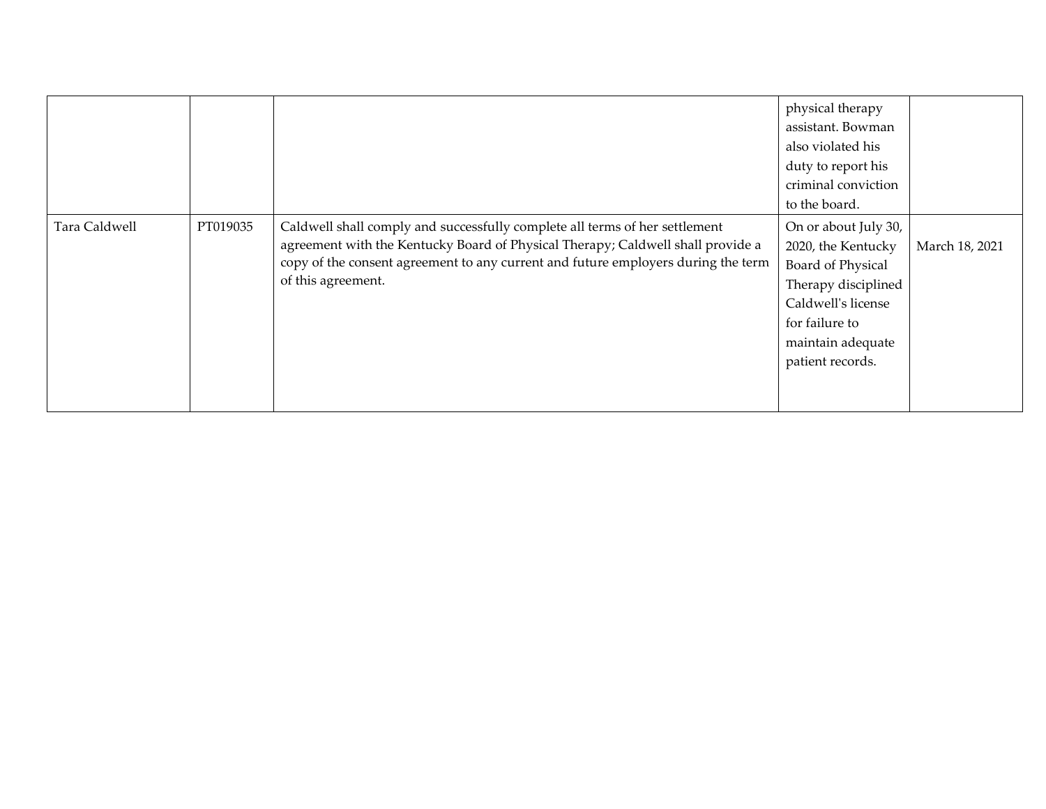| | | | | |
|---|---|---|---|---|
| | | | physical therapy assistant. Bowman also violated his duty to report his criminal conviction to the board. | |
| Tara Caldwell | PT019035 | Caldwell shall comply and successfully complete all terms of her settlement agreement with the Kentucky Board of Physical Therapy; Caldwell shall provide a copy of the consent agreement to any current and future employers during the term of this agreement. | On or about July 30, 2020, the Kentucky Board of Physical Therapy disciplined Caldwell's license for failure to maintain adequate patient records. | March 18, 2021 |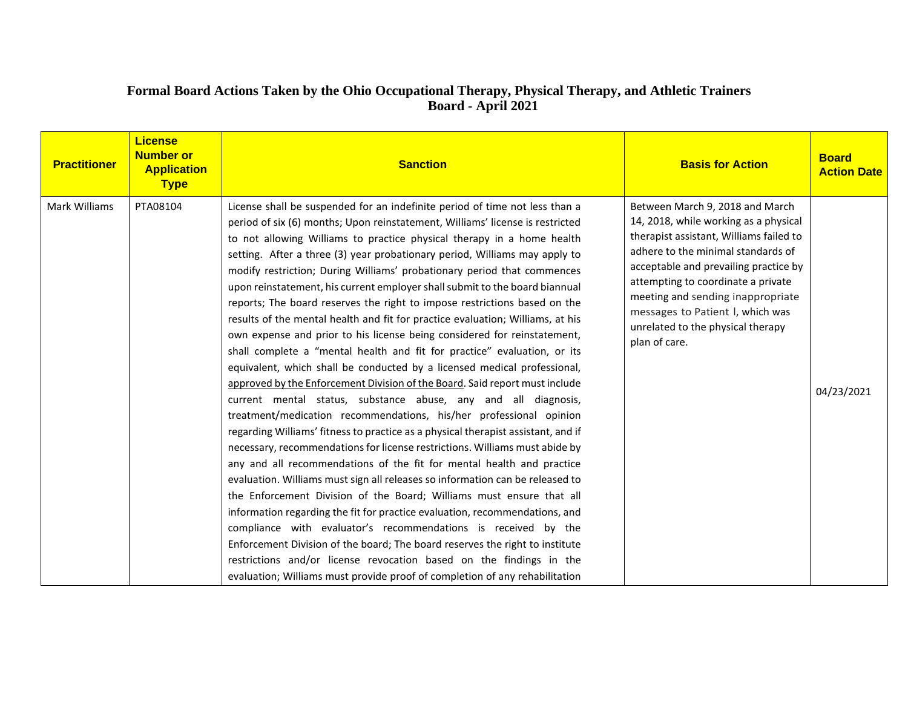**Formal Board Actions Taken by the Ohio Occupational Therapy, Physical Therapy, and Athletic Trainers Board - April 2021**

| Practitioner | License Number or Application Type | Sanction | Basis for Action | Board Action Date |
|---|---|---|---|---|
| Mark Williams | PTA08104 | License shall be suspended for an indefinite period of time not less than a period of six (6) months; Upon reinstatement, Williams' license is restricted to not allowing Williams to practice physical therapy in a home health setting. After a three (3) year probationary period, Williams may apply to modify restriction; During Williams' probationary period that commences upon reinstatement, his current employer shall submit to the board biannual reports; The board reserves the right to impose restrictions based on the results of the mental health and fit for practice evaluation; Williams, at his own expense and prior to his license being considered for reinstatement, shall complete a "mental health and fit for practice" evaluation, or its equivalent, which shall be conducted by a licensed medical professional, approved by the Enforcement Division of the Board. Said report must include current mental status, substance abuse, any and all diagnosis, treatment/medication recommendations, his/her professional opinion regarding Williams' fitness to practice as a physical therapist assistant, and if necessary, recommendations for license restrictions. Williams must abide by any and all recommendations of the fit for mental health and practice evaluation. Williams must sign all releases so information can be released to the Enforcement Division of the Board; Williams must ensure that all information regarding the fit for practice evaluation, recommendations, and compliance with evaluator's recommendations is received by the Enforcement Division of the board; The board reserves the right to institute restrictions and/or license revocation based on the findings in the evaluation; Williams must provide proof of completion of any rehabilitation | Between March 9, 2018 and March 14, 2018, while working as a physical therapist assistant, Williams failed to adhere to the minimal standards of acceptable and prevailing practice by attempting to coordinate a private meeting and sending inappropriate messages to Patient I, which was unrelated to the physical therapy plan of care. | 04/23/2021 |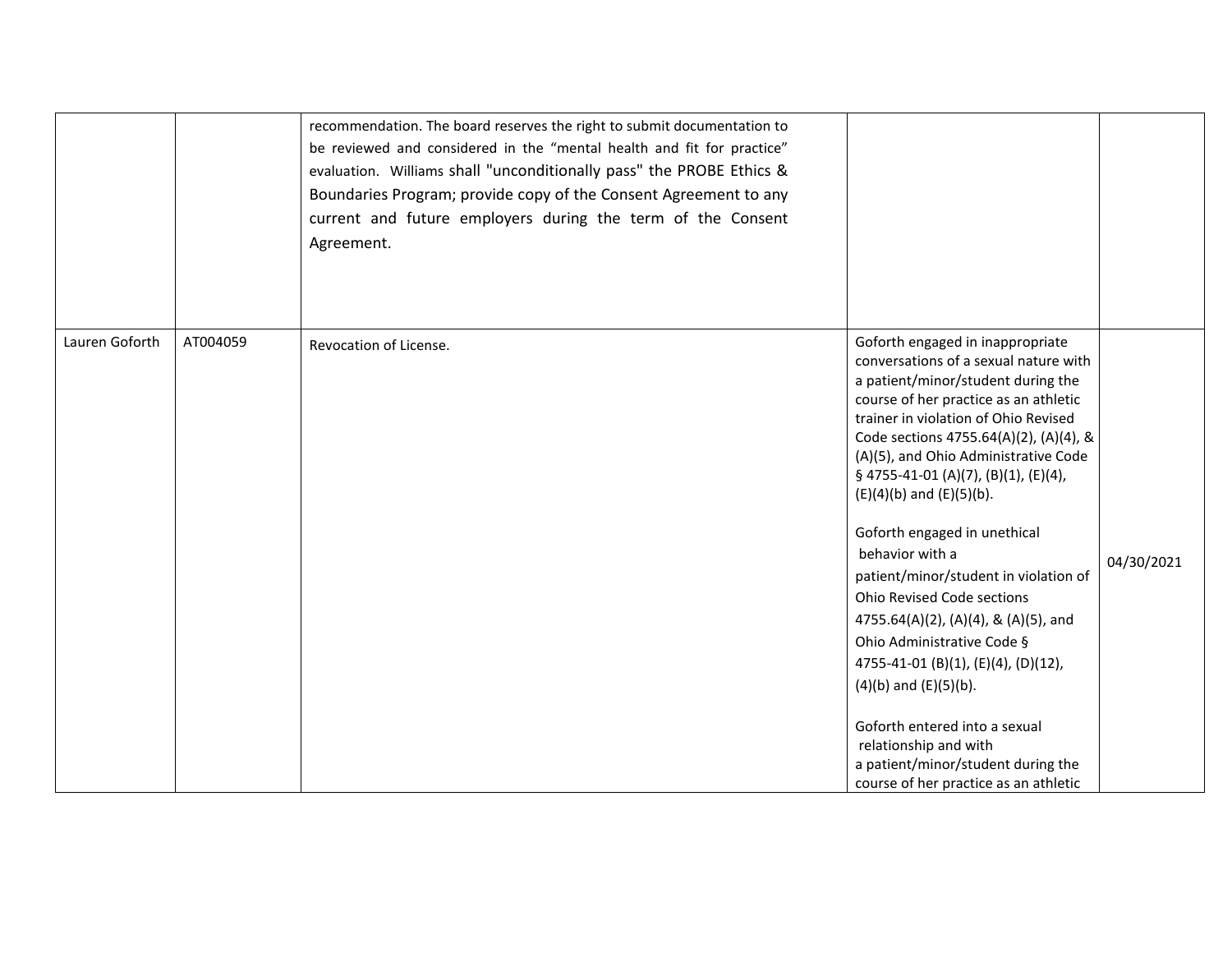| | | | | |
|---|---|---|---|---|
| | | recommendation. The board reserves the right to submit documentation to be reviewed and considered in the "mental health and fit for practice" evaluation. Williams shall "unconditionally pass" the PROBE Ethics & Boundaries Program; provide copy of the Consent Agreement to any current and future employers during the term of the Consent Agreement. | | |
| Lauren Goforth | AT004059 | Revocation of License. | Goforth engaged in inappropriate conversations of a sexual nature with a patient/minor/student during the course of her practice as an athletic trainer in violation of Ohio Revised Code sections 4755.64(A)(2), (A)(4), & (A)(5), and Ohio Administrative Code § 4755-41-01 (A)(7), (B)(1), (E)(4), (E)(4)(b) and (E)(5)(b).<br><br>Goforth engaged in unethical behavior with a patient/minor/student in violation of Ohio Revised Code sections 4755.64(A)(2), (A)(4), & (A)(5), and Ohio Administrative Code § 4755-41-01 (B)(1), (E)(4), (D)(12), (4)(b) and (E)(5)(b).<br><br>Goforth entered into a sexual relationship and with a patient/minor/student during the course of her practice as an athletic | 04/30/2021 |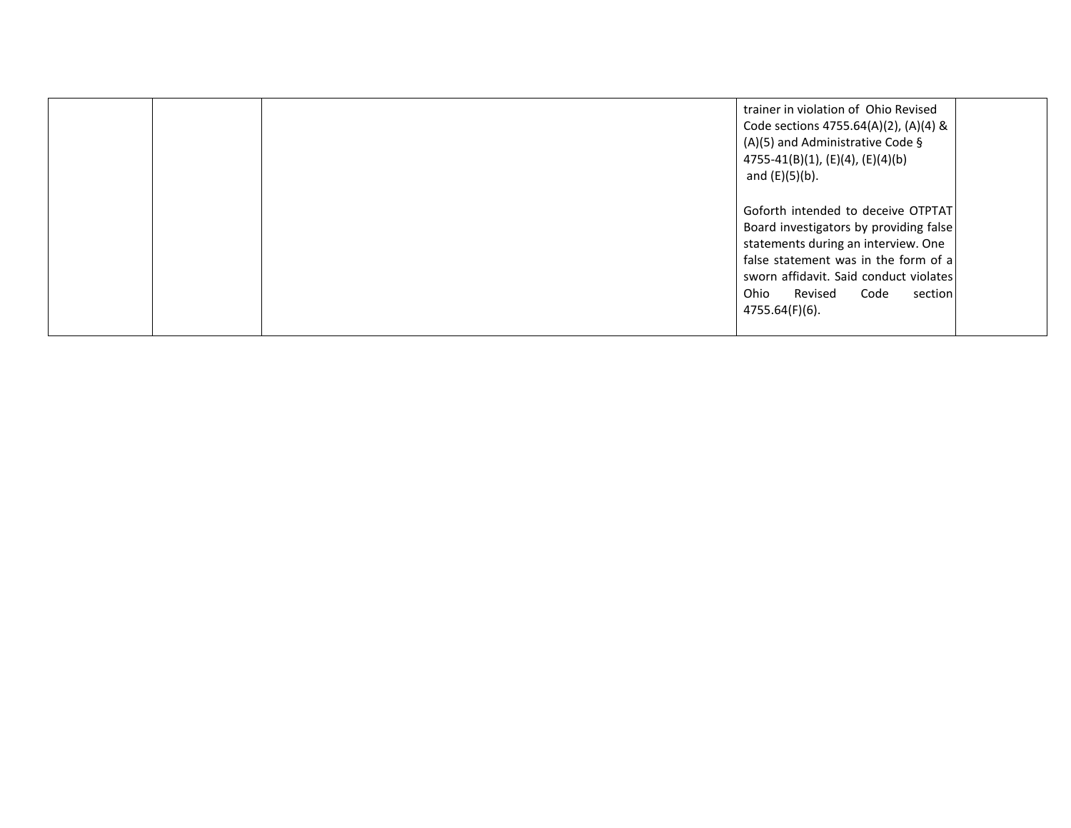|  |  |  | trainer in violation of Ohio Revised Code sections 4755.64(A)(2), (A)(4) & (A)(5) and Administrative Code § 4755-41(B)(1), (E)(4), (E)(4)(b) and (E)(5)(b).<br><br>Goforth intended to deceive OTPTAT Board investigators by providing false statements during an interview. One false statement was in the form of a sworn affidavit. Said conduct violates Ohio Revised Code section 4755.64(F)(6). |  |
|---|---|---|---|---|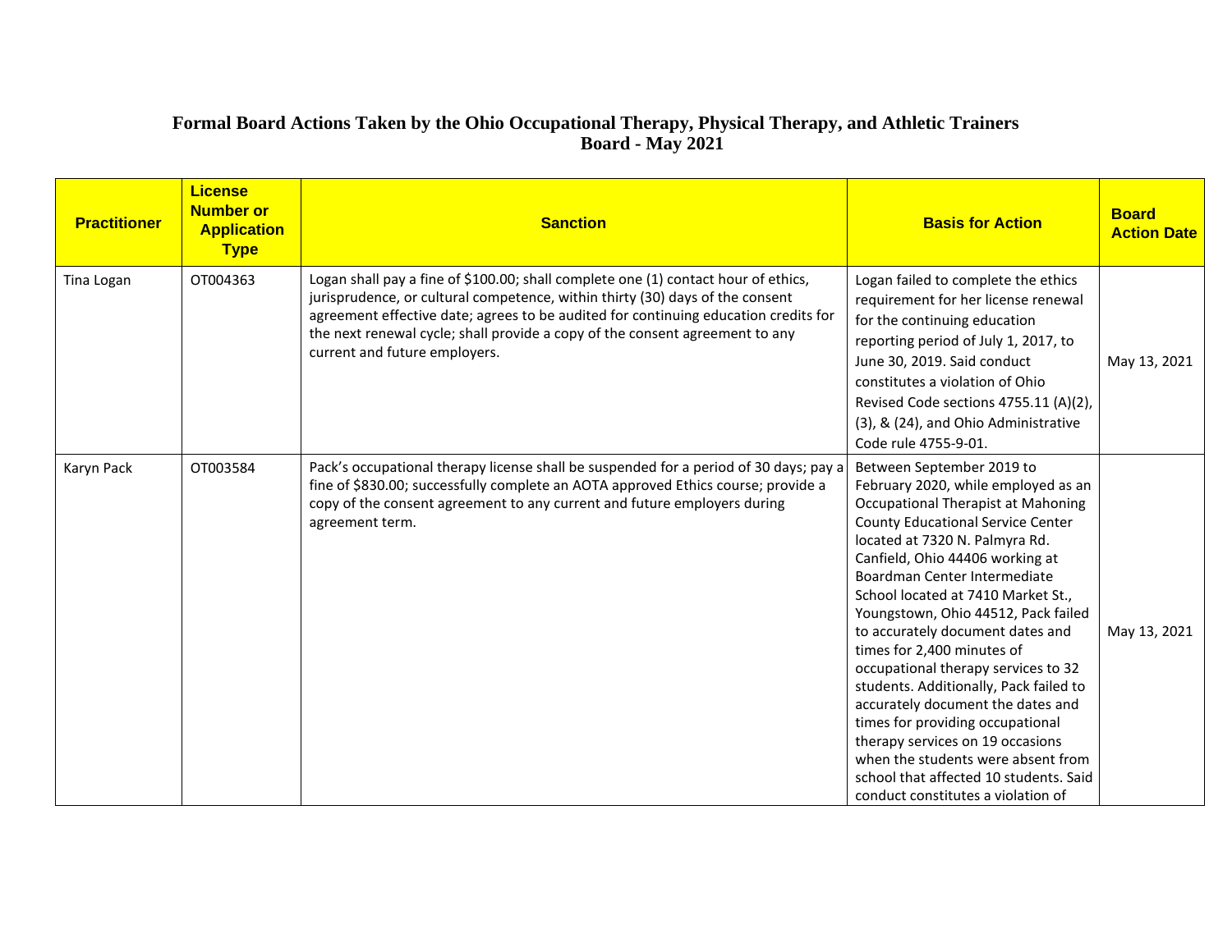# Formal Board Actions Taken by the Ohio Occupational Therapy, Physical Therapy, and Athletic Trainers Board - May 2021

| Practitioner | License Number or Application Type | Sanction | Basis for Action | Board Action Date |
|---|---|---|---|---|
| Tina Logan | OT004363 | Logan shall pay a fine of $100.00; shall complete one (1) contact hour of ethics, jurisprudence, or cultural competence, within thirty (30) days of the consent agreement effective date; agrees to be audited for continuing education credits for the next renewal cycle; shall provide a copy of the consent agreement to any current and future employers. | Logan failed to complete the ethics requirement for her license renewal for the continuing education reporting period of July 1, 2017, to June 30, 2019. Said conduct constitutes a violation of Ohio Revised Code sections 4755.11 (A)(2), (3), & (24), and Ohio Administrative Code rule 4755-9-01. | May 13, 2021 |
| Karyn Pack | OT003584 | Pack's occupational therapy license shall be suspended for a period of 30 days; pay a fine of $830.00; successfully complete an AOTA approved Ethics course; provide a copy of the consent agreement to any current and future employers during agreement term. | Between September 2019 to February 2020, while employed as an Occupational Therapist at Mahoning County Educational Service Center located at 7320 N. Palmyra Rd. Canfield, Ohio 44406 working at Boardman Center Intermediate School located at 7410 Market St., Youngstown, Ohio 44512, Pack failed to accurately document dates and times for 2,400 minutes of occupational therapy services to 32 students. Additionally, Pack failed to accurately document the dates and times for providing occupational therapy services on 19 occasions when the students were absent from school that affected 10 students. Said conduct constitutes a violation of | May 13, 2021 |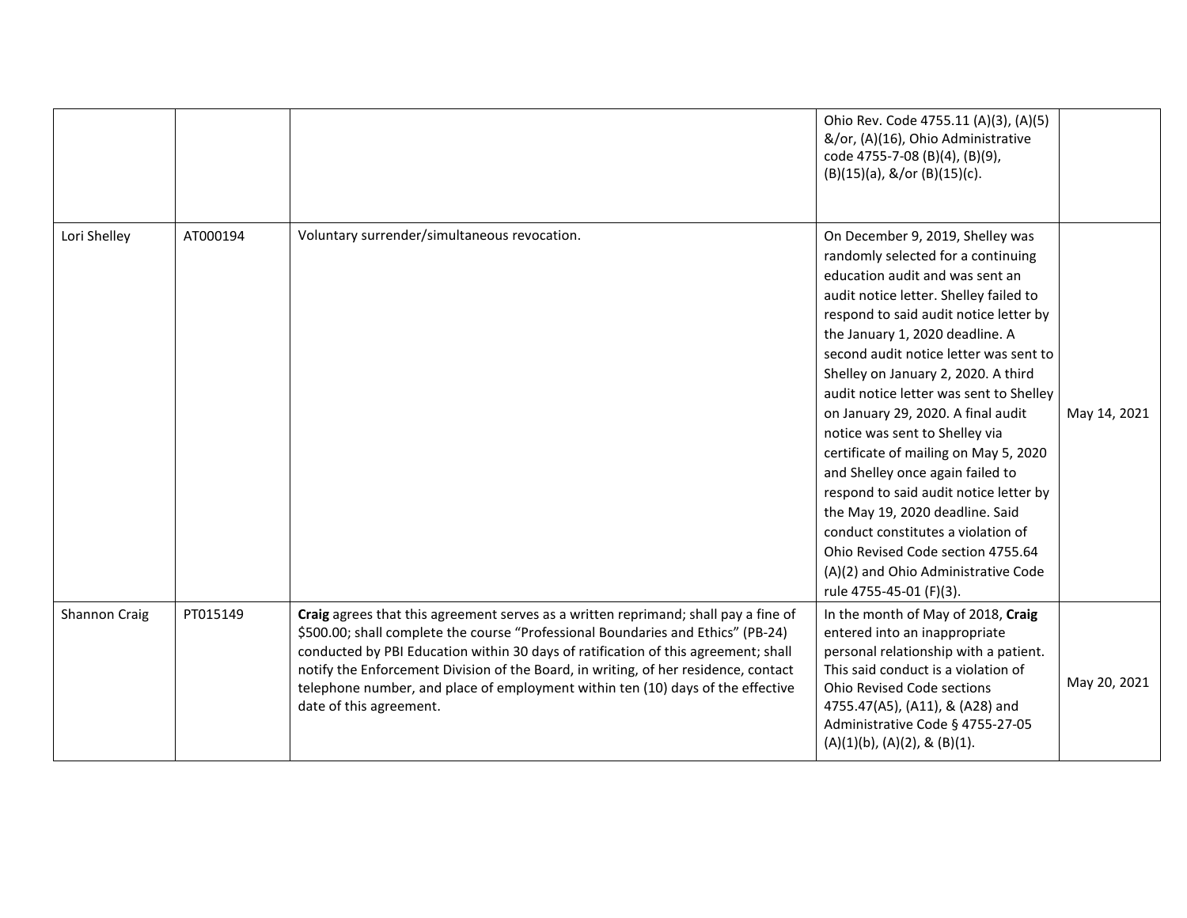| | | | | |
|---|---|---|---|---|
| | | | Ohio Rev. Code 4755.11 (A)(3), (A)(5) &/or, (A)(16), Ohio Administrative code 4755-7-08 (B)(4), (B)(9), (B)(15)(a), &/or (B)(15)(c). | |
| Lori Shelley | AT000194 | Voluntary surrender/simultaneous revocation. | On December 9, 2019, Shelley was randomly selected for a continuing education audit and was sent an audit notice letter. Shelley failed to respond to said audit notice letter by the January 1, 2020 deadline. A second audit notice letter was sent to Shelley on January 2, 2020. A third audit notice letter was sent to Shelley on January 29, 2020. A final audit notice was sent to Shelley via certificate of mailing on May 5, 2020 and Shelley once again failed to respond to said audit notice letter by the May 19, 2020 deadline. Said conduct constitutes a violation of Ohio Revised Code section 4755.64 (A)(2) and Ohio Administrative Code rule 4755-45-01 (F)(3). | May 14, 2021 |
| Shannon Craig | PT015149 | **Craig** agrees that this agreement serves as a written reprimand; shall pay a fine of $500.00; shall complete the course "Professional Boundaries and Ethics" (PB-24) conducted by PBI Education within 30 days of ratification of this agreement; shall notify the Enforcement Division of the Board, in writing, of her residence, contact telephone number, and place of employment within ten (10) days of the effective date of this agreement. | In the month of May of 2018, **Craig** entered into an inappropriate personal relationship with a patient. This said conduct is a violation of Ohio Revised Code sections 4755.47(A5), (A11), & (A28) and Administrative Code § 4755-27-05 (A)(1)(b), (A)(2), & (B)(1). | May 20, 2021 |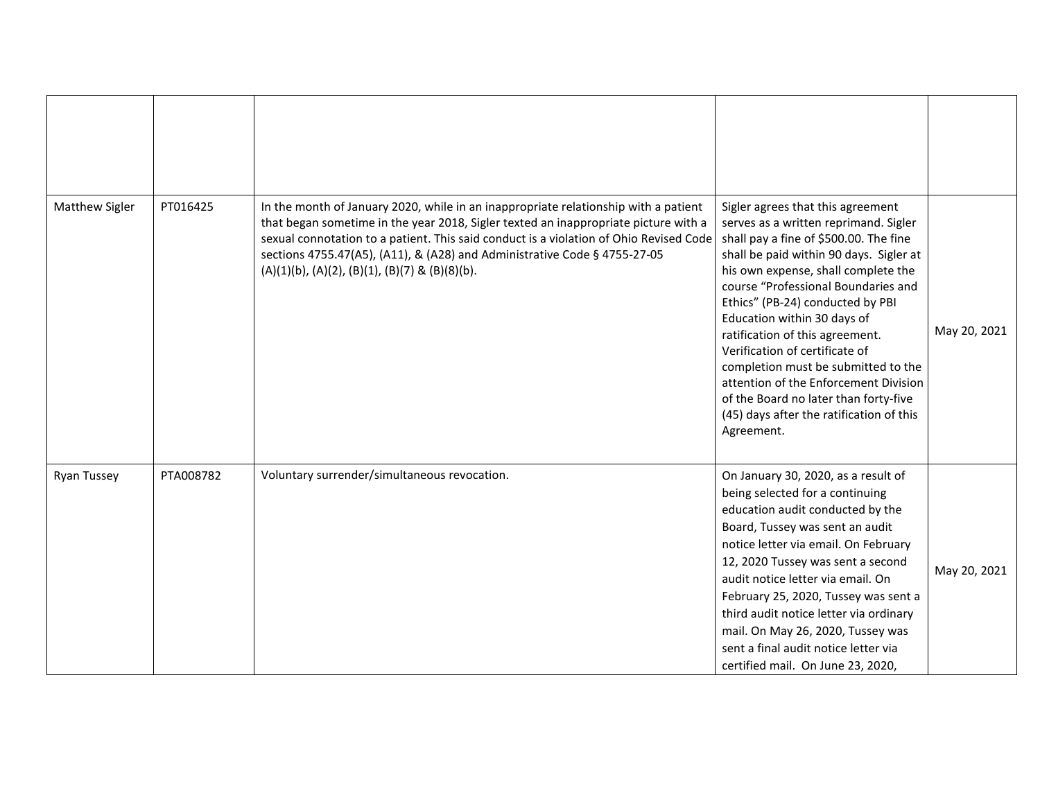| | | | | |
|---|---|---|---|---|
| Matthew Sigler | PT016425 | In the month of January 2020, while in an inappropriate relationship with a patient that began sometime in the year 2018, Sigler texted an inappropriate picture with a sexual connotation to a patient. This said conduct is a violation of Ohio Revised Code sections 4755.47(A5), (A11), & (A28) and Administrative Code § 4755-27-05 (A)(1)(b), (A)(2), (B)(1), (B)(7) & (B)(8)(b). | Sigler agrees that this agreement serves as a written reprimand. Sigler shall pay a fine of $500.00. The fine shall be paid within 90 days. Sigler at his own expense, shall complete the course "Professional Boundaries and Ethics" (PB-24) conducted by PBI Education within 30 days of ratification of this agreement. Verification of certificate of completion must be submitted to the attention of the Enforcement Division of the Board no later than forty-five (45) days after the ratification of this Agreement. | May 20, 2021 |
| Ryan Tussey | PTA008782 | Voluntary surrender/simultaneous revocation. | On January 30, 2020, as a result of being selected for a continuing education audit conducted by the Board, Tussey was sent an audit notice letter via email. On February 12, 2020 Tussey was sent a second audit notice letter via email. On February 25, 2020, Tussey was sent a third audit notice letter via ordinary mail. On May 26, 2020, Tussey was sent a final audit notice letter via certified mail. On June 23, 2020, | May 20, 2021 |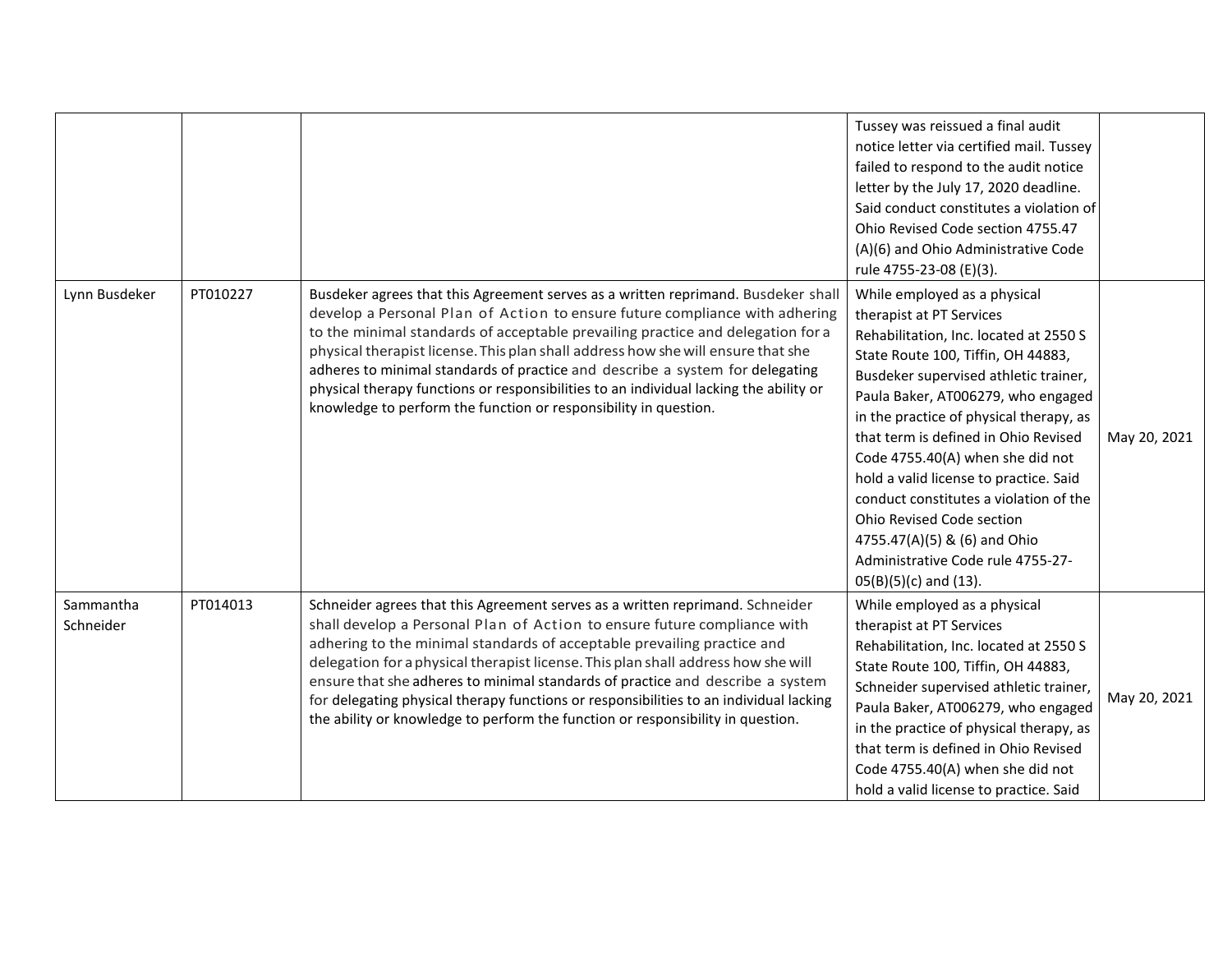| | | | | |
|---|---|---|---|---|
| | | | Tussey was reissued a final audit notice letter via certified mail. Tussey failed to respond to the audit notice letter by the July 17, 2020 deadline. Said conduct constitutes a violation of Ohio Revised Code section 4755.47 (A)(6) and Ohio Administrative Code rule 4755-23-08 (E)(3). | |
| Lynn Busdeker | PT010227 | Busdeker agrees that this Agreement serves as a written reprimand. Busdeker shall develop a Personal Plan of Action to ensure future compliance with adhering to the minimal standards of acceptable prevailing practice and delegation for a physical therapist license. This plan shall address how she will ensure that she adheres to minimal standards of practice and describe a system for delegating physical therapy functions or responsibilities to an individual lacking the ability or knowledge to perform the function or responsibility in question. | While employed as a physical therapist at PT Services Rehabilitation, Inc. located at 2550 S State Route 100, Tiffin, OH 44883, Busdeker supervised athletic trainer, Paula Baker, AT006279, who engaged in the practice of physical therapy, as that term is defined in Ohio Revised Code 4755.40(A) when she did not hold a valid license to practice. Said conduct constitutes a violation of the Ohio Revised Code section 4755.47(A)(5) & (6) and Ohio Administrative Code rule 4755-27-05(B)(5)(c) and (13). | May 20, 2021 |
| Sammantha Schneider | PT014013 | Schneider agrees that this Agreement serves as a written reprimand. Schneider shall develop a Personal Plan of Action to ensure future compliance with adhering to the minimal standards of acceptable prevailing practice and delegation for a physical therapist license. This plan shall address how she will ensure that she adheres to minimal standards of practice and describe a system for delegating physical therapy functions or responsibilities to an individual lacking the ability or knowledge to perform the function or responsibility in question. | While employed as a physical therapist at PT Services Rehabilitation, Inc. located at 2550 S State Route 100, Tiffin, OH 44883, Schneider supervised athletic trainer, Paula Baker, AT006279, who engaged in the practice of physical therapy, as that term is defined in Ohio Revised Code 4755.40(A) when she did not hold a valid license to practice. Said | May 20, 2021 |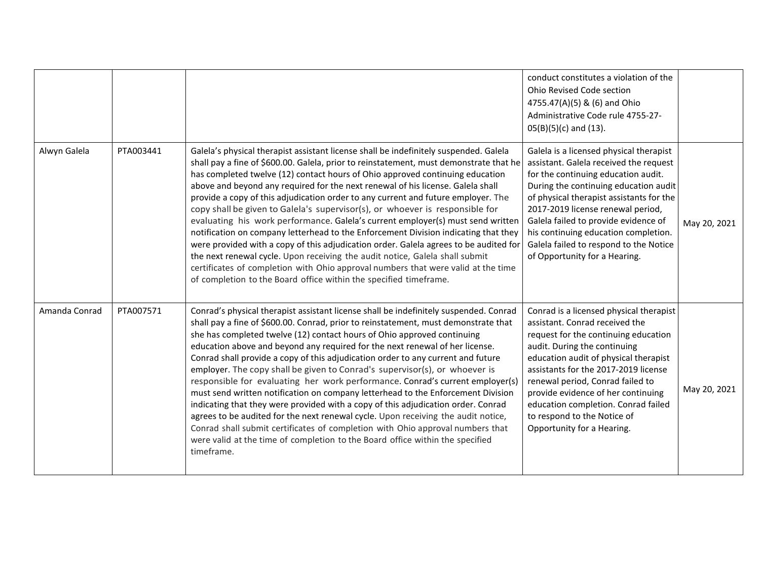| | | | | |
|---|---|---|---|---|
| | | | conduct constitutes a violation of the Ohio Revised Code section 4755.47(A)(5) & (6) and Ohio Administrative Code rule 4755-27-05(B)(5)(c) and (13). | |
| Alwyn Galela | PTA003441 | Galela's physical therapist assistant license shall be indefinitely suspended. Galela shall pay a fine of $600.00. Galela, prior to reinstatement, must demonstrate that he has completed twelve (12) contact hours of Ohio approved continuing education above and beyond any required for the next renewal of his license. Galela shall provide a copy of this adjudication order to any current and future employer. The copy shall be given to Galela's supervisor(s), or whoever is responsible for evaluating his work performance. Galela's current employer(s) must send written notification on company letterhead to the Enforcement Division indicating that they were provided with a copy of this adjudication order. Galela agrees to be audited for the next renewal cycle. Upon receiving the audit notice, Galela shall submit certificates of completion with Ohio approval numbers that were valid at the time of completion to the Board office within the specified timeframe. | Galela is a licensed physical therapist assistant. Galela received the request for the continuing education audit. During the continuing education audit of physical therapist assistants for the 2017-2019 license renewal period, Galela failed to provide evidence of his continuing education completion. Galela failed to respond to the Notice of Opportunity for a Hearing. | May 20, 2021 |
| Amanda Conrad | PTA007571 | Conrad's physical therapist assistant license shall be indefinitely suspended. Conrad shall pay a fine of $600.00. Conrad, prior to reinstatement, must demonstrate that she has completed twelve (12) contact hours of Ohio approved continuing education above and beyond any required for the next renewal of her license. Conrad shall provide a copy of this adjudication order to any current and future employer. The copy shall be given to Conrad's supervisor(s), or whoever is responsible for evaluating her work performance. Conrad's current employer(s) must send written notification on company letterhead to the Enforcement Division indicating that they were provided with a copy of this adjudication order. Conrad agrees to be audited for the next renewal cycle. Upon receiving the audit notice, Conrad shall submit certificates of completion with Ohio approval numbers that were valid at the time of completion to the Board office within the specified timeframe. | Conrad is a licensed physical therapist assistant. Conrad received the request for the continuing education audit. During the continuing education audit of physical therapist assistants for the 2017-2019 license renewal period, Conrad failed to provide evidence of her continuing education completion. Conrad failed to respond to the Notice of Opportunity for a Hearing. | May 20, 2021 |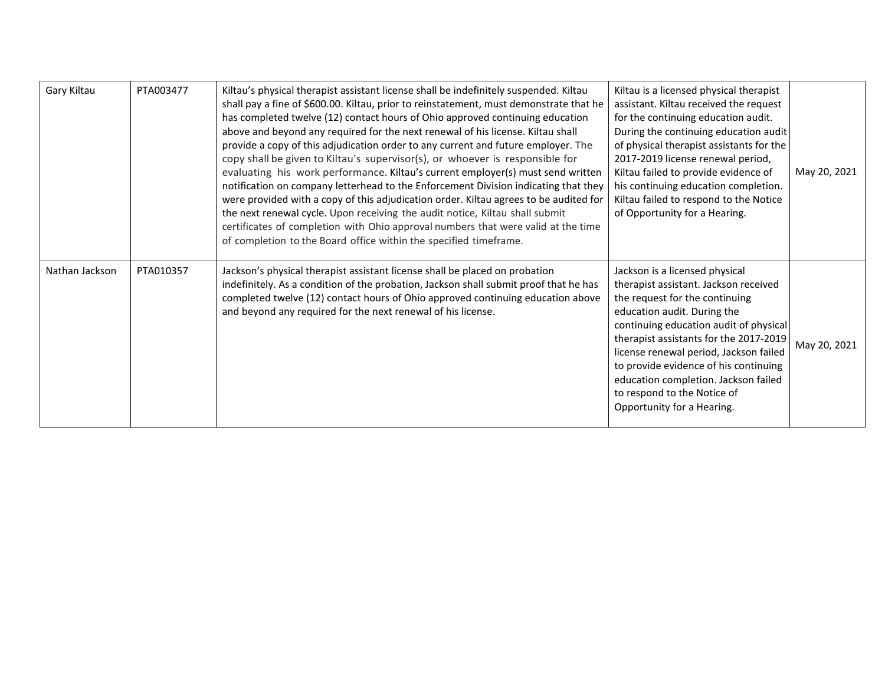| | | | | |
|---|---|---|---|---|
| Gary Kiltau | PTA003477 | Kiltau's physical therapist assistant license shall be indefinitely suspended. Kiltau shall pay a fine of $600.00. Kiltau, prior to reinstatement, must demonstrate that he has completed twelve (12) contact hours of Ohio approved continuing education above and beyond any required for the next renewal of his license. Kiltau shall provide a copy of this adjudication order to any current and future employer. The copy shall be given to Kiltau's supervisor(s), or whoever is responsible for evaluating his work performance. Kiltau's current employer(s) must send written notification on company letterhead to the Enforcement Division indicating that they were provided with a copy of this adjudication order. Kiltau agrees to be audited for the next renewal cycle. Upon receiving the audit notice, Kiltau shall submit certificates of completion with Ohio approval numbers that were valid at the time of completion to the Board office within the specified timeframe. | Kiltau is a licensed physical therapist assistant. Kiltau received the request for the continuing education audit. During the continuing education audit of physical therapist assistants for the 2017-2019 license renewal period, Kiltau failed to provide evidence of his continuing education completion. Kiltau failed to respond to the Notice of Opportunity for a Hearing. | May 20, 2021 |
| Nathan Jackson | PTA010357 | Jackson's physical therapist assistant license shall be placed on probation indefinitely. As a condition of the probation, Jackson shall submit proof that he has completed twelve (12) contact hours of Ohio approved continuing education above and beyond any required for the next renewal of his license. | Jackson is a licensed physical therapist assistant. Jackson received the request for the continuing education audit. During the continuing education audit of physical therapist assistants for the 2017-2019 license renewal period, Jackson failed to provide evidence of his continuing education completion. Jackson failed to respond to the Notice of Opportunity for a Hearing. | May 20, 2021 |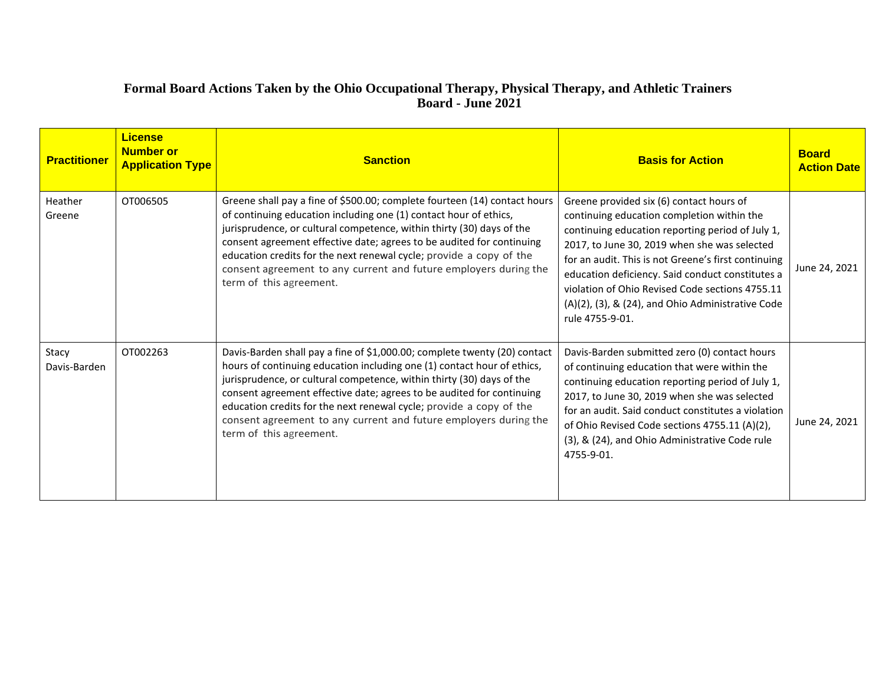**Formal Board Actions Taken by the Ohio Occupational Therapy, Physical Therapy, and Athletic Trainers Board - June 2021**

| Practitioner | License Number or Application Type | Sanction | Basis for Action | Board Action Date |
|---|---|---|---|---|
| Heather Greene | OT006505 | Greene shall pay a fine of $500.00; complete fourteen (14) contact hours of continuing education including one (1) contact hour of ethics, jurisprudence, or cultural competence, within thirty (30) days of the consent agreement effective date; agrees to be audited for continuing education credits for the next renewal cycle; provide a copy of the consent agreement to any current and future employers during the term of this agreement. | Greene provided six (6) contact hours of continuing education completion within the continuing education reporting period of July 1, 2017, to June 30, 2019 when she was selected for an audit. This is not Greene's first continuing education deficiency. Said conduct constitutes a violation of Ohio Revised Code sections 4755.11 (A)(2), (3), & (24), and Ohio Administrative Code rule 4755-9-01. | June 24, 2021 |
| Stacy Davis-Barden | OT002263 | Davis-Barden shall pay a fine of $1,000.00; complete twenty (20) contact hours of continuing education including one (1) contact hour of ethics, jurisprudence, or cultural competence, within thirty (30) days of the consent agreement effective date; agrees to be audited for continuing education credits for the next renewal cycle; provide a copy of the consent agreement to any current and future employers during the term of this agreement. | Davis-Barden submitted zero (0) contact hours of continuing education that were within the continuing education reporting period of July 1, 2017, to June 30, 2019 when she was selected for an audit. Said conduct constitutes a violation of Ohio Revised Code sections 4755.11 (A)(2), (3), & (24), and Ohio Administrative Code rule 4755-9-01. | June 24, 2021 |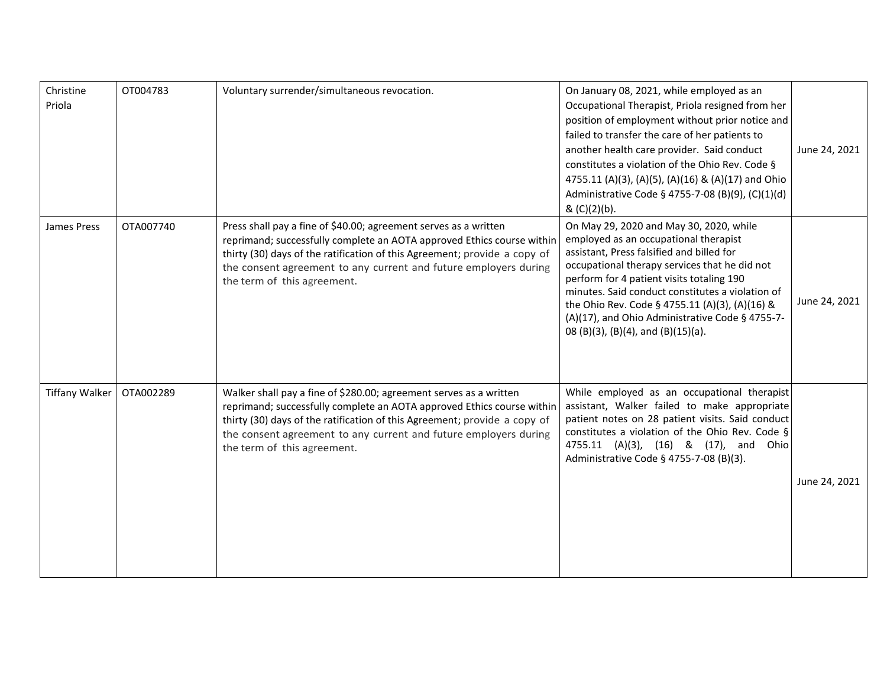| | | | | |
|---|---|---|---|---|
| Christine Priola | OT004783 | Voluntary surrender/simultaneous revocation. | On January 08, 2021, while employed as an Occupational Therapist, Priola resigned from her position of employment without prior notice and failed to transfer the care of her patients to another health care provider. Said conduct constitutes a violation of the Ohio Rev. Code § 4755.11 (A)(3), (A)(5), (A)(16) & (A)(17) and Ohio Administrative Code § 4755-7-08 (B)(9), (C)(1)(d) & (C)(2)(b). | June 24, 2021 |
| James Press | OTA007740 | Press shall pay a fine of $40.00; agreement serves as a written reprimand; successfully complete an AOTA approved Ethics course within thirty (30) days of the ratification of this Agreement; provide a copy of the consent agreement to any current and future employers during the term of this agreement. | On May 29, 2020 and May 30, 2020, while employed as an occupational therapist assistant, Press falsified and billed for occupational therapy services that he did not perform for 4 patient visits totaling 190 minutes. Said conduct constitutes a violation of the Ohio Rev. Code § 4755.11 (A)(3), (A)(16) & (A)(17), and Ohio Administrative Code § 4755-7-08 (B)(3), (B)(4), and (B)(15)(a). | June 24, 2021 |
| Tiffany Walker | OTA002289 | Walker shall pay a fine of $280.00; agreement serves as a written reprimand; successfully complete an AOTA approved Ethics course within thirty (30) days of the ratification of this Agreement; provide a copy of the consent agreement to any current and future employers during the term of this agreement. | While employed as an occupational therapist assistant, Walker failed to make appropriate patient notes on 28 patient visits. Said conduct constitutes a violation of the Ohio Rev. Code § 4755.11 (A)(3), (16) & (17), and Ohio Administrative Code § 4755-7-08 (B)(3). | June 24, 2021 |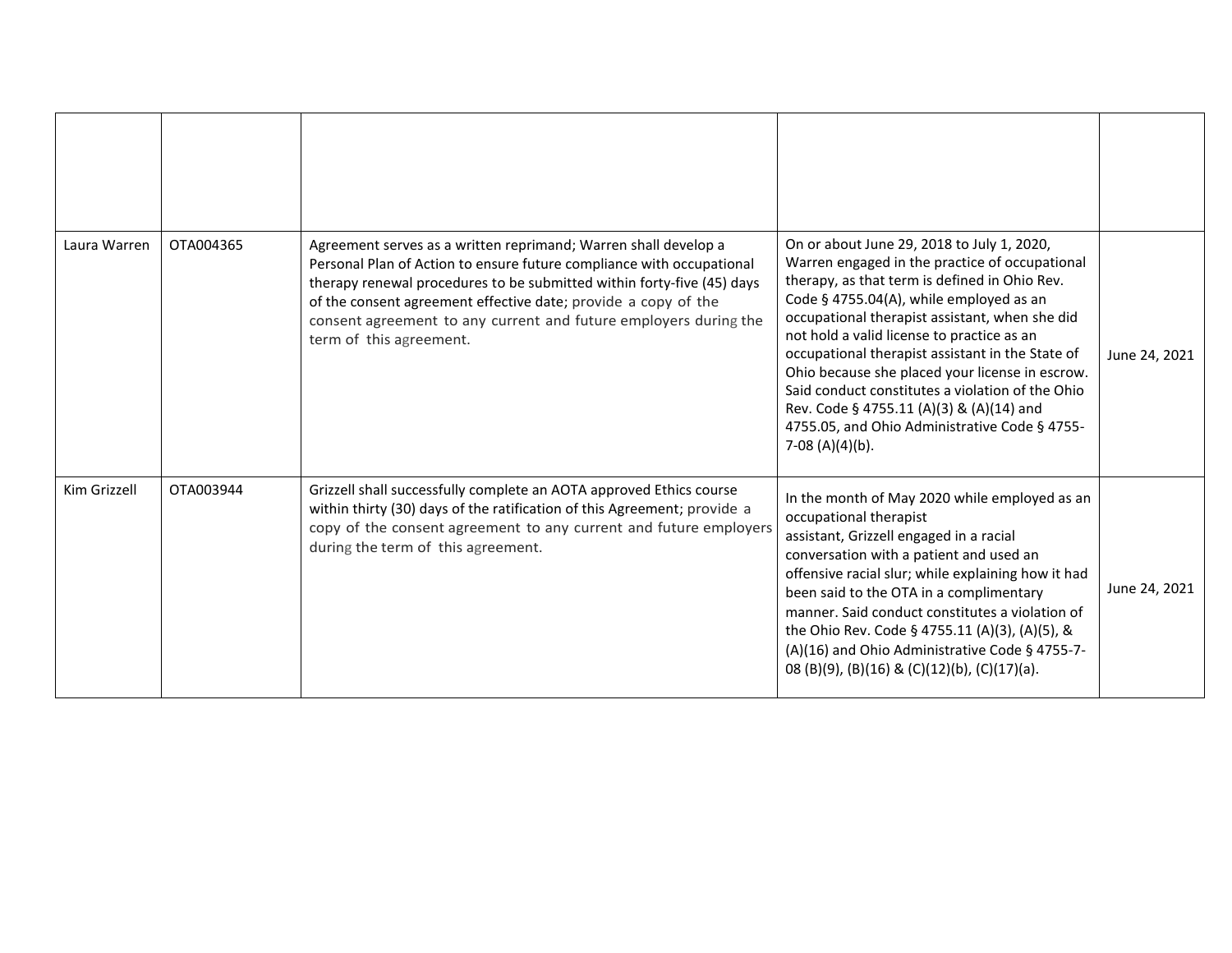| | | | | |
|---|---|---|---|---|
| Laura Warren | OTA004365 | Agreement serves as a written reprimand; Warren shall develop a Personal Plan of Action to ensure future compliance with occupational therapy renewal procedures to be submitted within forty-five (45) days of the consent agreement effective date; provide a copy of the consent agreement to any current and future employers during the term of this agreement. | On or about June 29, 2018 to July 1, 2020, Warren engaged in the practice of occupational therapy, as that term is defined in Ohio Rev. Code § 4755.04(A), while employed as an occupational therapist assistant, when she did not hold a valid license to practice as an occupational therapist assistant in the State of Ohio because she placed your license in escrow. Said conduct constitutes a violation of the Ohio Rev. Code § 4755.11 (A)(3) & (A)(14) and 4755.05, and Ohio Administrative Code § 4755-7-08 (A)(4)(b). | June 24, 2021 |
| Kim Grizzell | OTA003944 | Grizzell shall successfully complete an AOTA approved Ethics course within thirty (30) days of the ratification of this Agreement; provide a copy of the consent agreement to any current and future employers during the term of this agreement. | In the month of May 2020 while employed as an occupational therapist assistant, Grizzell engaged in a racial conversation with a patient and used an offensive racial slur; while explaining how it had been said to the OTA in a complimentary manner. Said conduct constitutes a violation of the Ohio Rev. Code § 4755.11 (A)(3), (A)(5), & (A)(16) and Ohio Administrative Code § 4755-7-08 (B)(9), (B)(16) & (C)(12)(b), (C)(17)(a). | June 24, 2021 |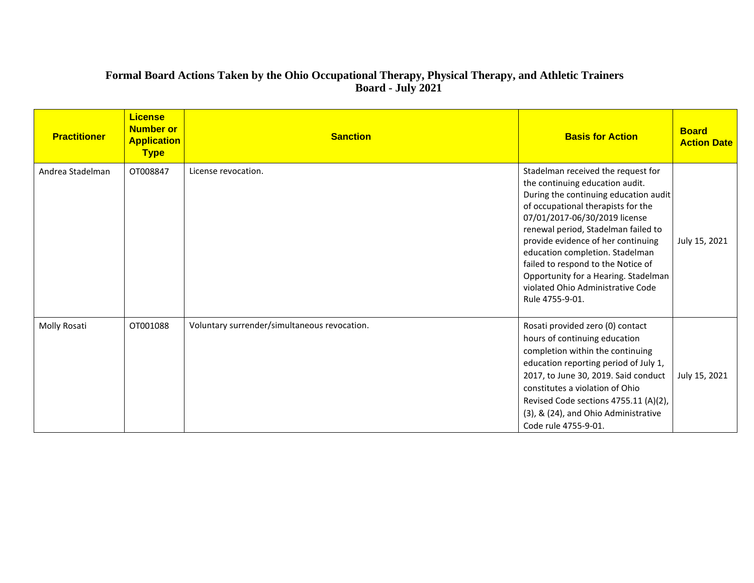# Formal Board Actions Taken by the Ohio Occupational Therapy, Physical Therapy, and Athletic Trainers Board - July 2021

| Practitioner | License Number or Application Type | Sanction | Basis for Action | Board Action Date |
|---|---|---|---|---|
| Andrea Stadelman | OT008847 | License revocation. | Stadelman received the request for the continuing education audit. During the continuing education audit of occupational therapists for the 07/01/2017-06/30/2019 license renewal period, Stadelman failed to provide evidence of her continuing education completion. Stadelman failed to respond to the Notice of Opportunity for a Hearing. Stadelman violated Ohio Administrative Code Rule 4755-9-01. | July 15, 2021 |
| Molly Rosati | OT001088 | Voluntary surrender/simultaneous revocation. | Rosati provided zero (0) contact hours of continuing education completion within the continuing education reporting period of July 1, 2017, to June 30, 2019. Said conduct constitutes a violation of Ohio Revised Code sections 4755.11 (A)(2), (3), & (24), and Ohio Administrative Code rule 4755-9-01. | July 15, 2021 |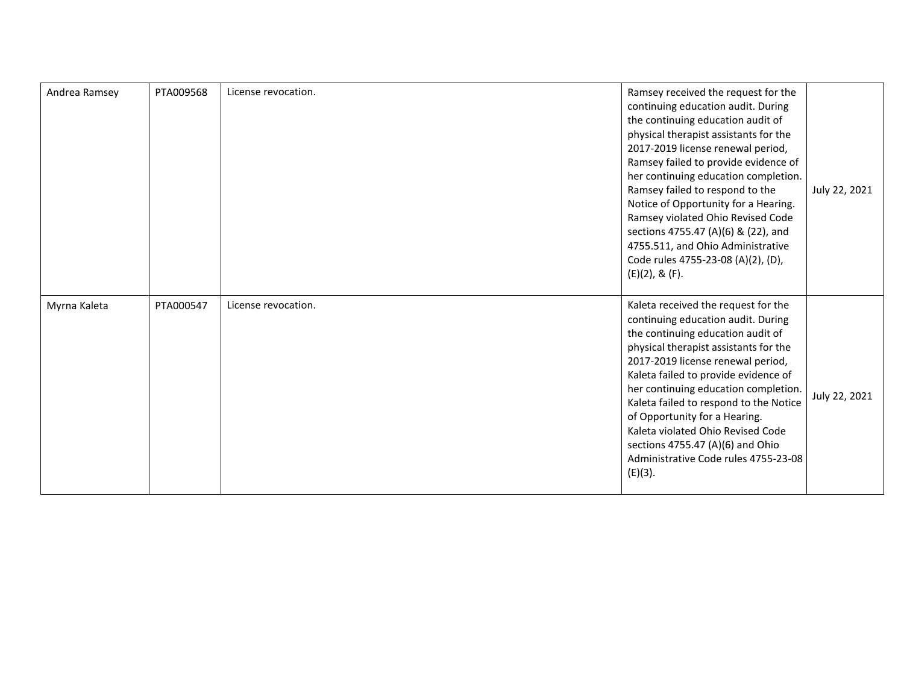| | | | | |
|---|---|---|---|---|
| Andrea Ramsey | PTA009568 | License revocation. | Ramsey received the request for the continuing education audit. During the continuing education audit of physical therapist assistants for the 2017-2019 license renewal period, Ramsey failed to provide evidence of her continuing education completion. Ramsey failed to respond to the Notice of Opportunity for a Hearing. Ramsey violated Ohio Revised Code sections 4755.47 (A)(6) & (22), and 4755.511, and Ohio Administrative Code rules 4755-23-08 (A)(2), (D), (E)(2), & (F). | July 22, 2021 |
| Myrna Kaleta | PTA000547 | License revocation. | Kaleta received the request for the continuing education audit. During the continuing education audit of physical therapist assistants for the 2017-2019 license renewal period, Kaleta failed to provide evidence of her continuing education completion. Kaleta failed to respond to the Notice of Opportunity for a Hearing. Kaleta violated Ohio Revised Code sections 4755.47 (A)(6) and Ohio Administrative Code rules 4755-23-08 (E)(3). | July 22, 2021 |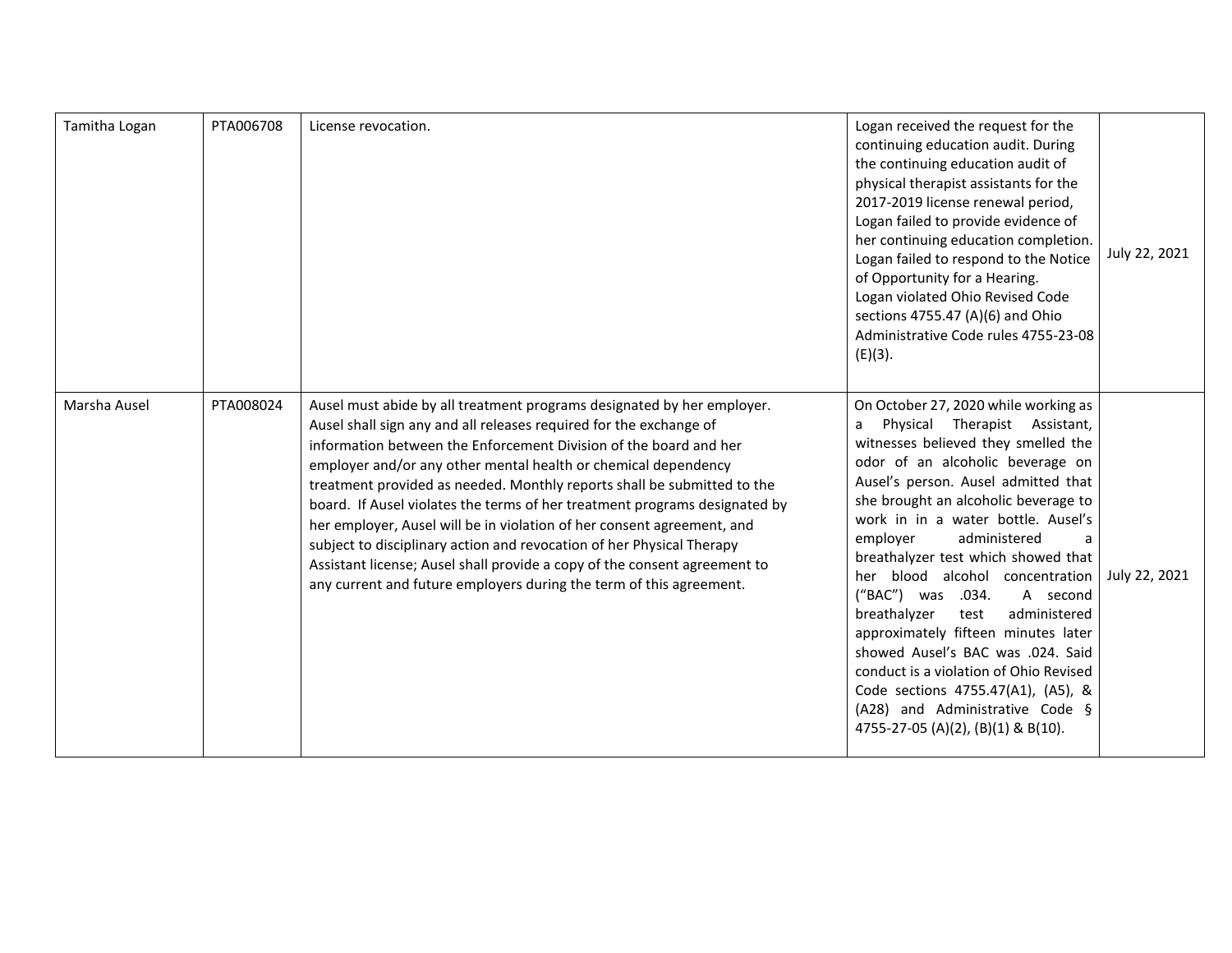| | | | | |
|---|---|---|---|---|
| Tamitha Logan | PTA006708 | License revocation. | Logan received the request for the continuing education audit. During the continuing education audit of physical therapist assistants for the 2017-2019 license renewal period, Logan failed to provide evidence of her continuing education completion. Logan failed to respond to the Notice of Opportunity for a Hearing. Logan violated Ohio Revised Code sections 4755.47 (A)(6) and Ohio Administrative Code rules 4755-23-08 (E)(3). | July 22, 2021 |
| Marsha Ausel | PTA008024 | Ausel must abide by all treatment programs designated by her employer. Ausel shall sign any and all releases required for the exchange of information between the Enforcement Division of the board and her employer and/or any other mental health or chemical dependency treatment provided as needed. Monthly reports shall be submitted to the board. If Ausel violates the terms of her treatment programs designated by her employer, Ausel will be in violation of her consent agreement, and subject to disciplinary action and revocation of her Physical Therapy Assistant license; Ausel shall provide a copy of the consent agreement to any current and future employers during the term of this agreement. | On October 27, 2020 while working as a Physical Therapist Assistant, witnesses believed they smelled the odor of an alcoholic beverage on Ausel's person. Ausel admitted that she brought an alcoholic beverage to work in in a water bottle. Ausel's employer administered a breathalyzer test which showed that her blood alcohol concentration ("BAC") was .034. A second breathalyzer test administered approximately fifteen minutes later showed Ausel's BAC was .024. Said conduct is a violation of Ohio Revised Code sections 4755.47(A1), (A5), & (A28) and Administrative Code § 4755-27-05 (A)(2), (B)(1) & B(10). | July 22, 2021 |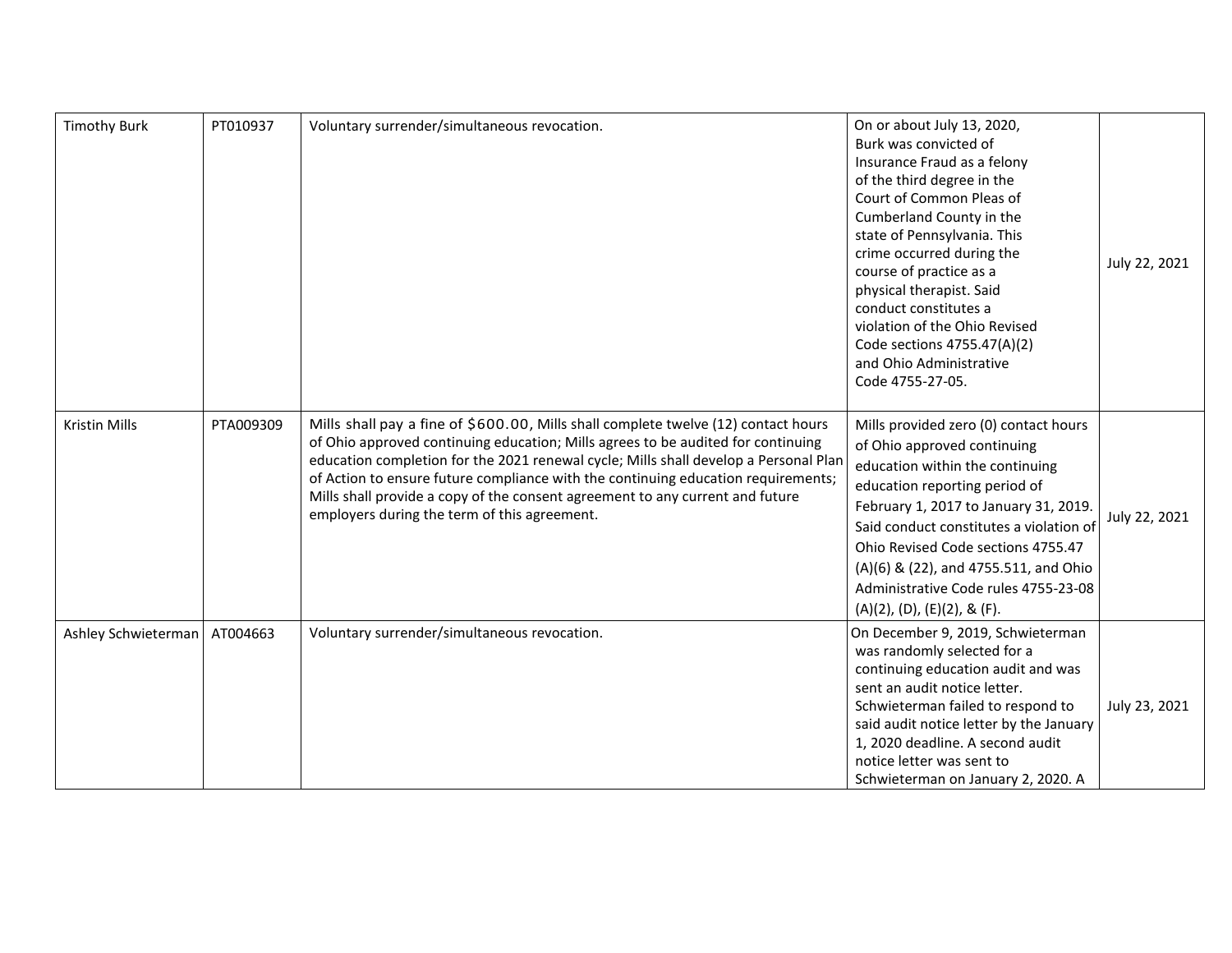| | | | | |
|---|---|---|---|---|
| Timothy Burk | PT010937 | Voluntary surrender/simultaneous revocation. | On or about July 13, 2020, Burk was convicted of Insurance Fraud as a felony of the third degree in the Court of Common Pleas of Cumberland County in the state of Pennsylvania. This crime occurred during the course of practice as a physical therapist. Said conduct constitutes a violation of the Ohio Revised Code sections 4755.47(A)(2) and Ohio Administrative Code 4755-27-05. | July 22, 2021 |
| Kristin Mills | PTA009309 | Mills shall pay a fine of $600.00, Mills shall complete twelve (12) contact hours of Ohio approved continuing education; Mills agrees to be audited for continuing education completion for the 2021 renewal cycle; Mills shall develop a Personal Plan of Action to ensure future compliance with the continuing education requirements; Mills shall provide a copy of the consent agreement to any current and future employers during the term of this agreement. | Mills provided zero (0) contact hours of Ohio approved continuing education within the continuing education reporting period of February 1, 2017 to January 31, 2019. Said conduct constitutes a violation of Ohio Revised Code sections 4755.47 (A)(6) & (22), and 4755.511, and Ohio Administrative Code rules 4755-23-08 (A)(2), (D), (E)(2), & (F). | July 22, 2021 |
| Ashley Schwieterman | AT004663 | Voluntary surrender/simultaneous revocation. | On December 9, 2019, Schwieterman was randomly selected for a continuing education audit and was sent an audit notice letter. Schwieterman failed to respond to said audit notice letter by the January 1, 2020 deadline. A second audit notice letter was sent to Schwieterman on January 2, 2020. A | July 23, 2021 |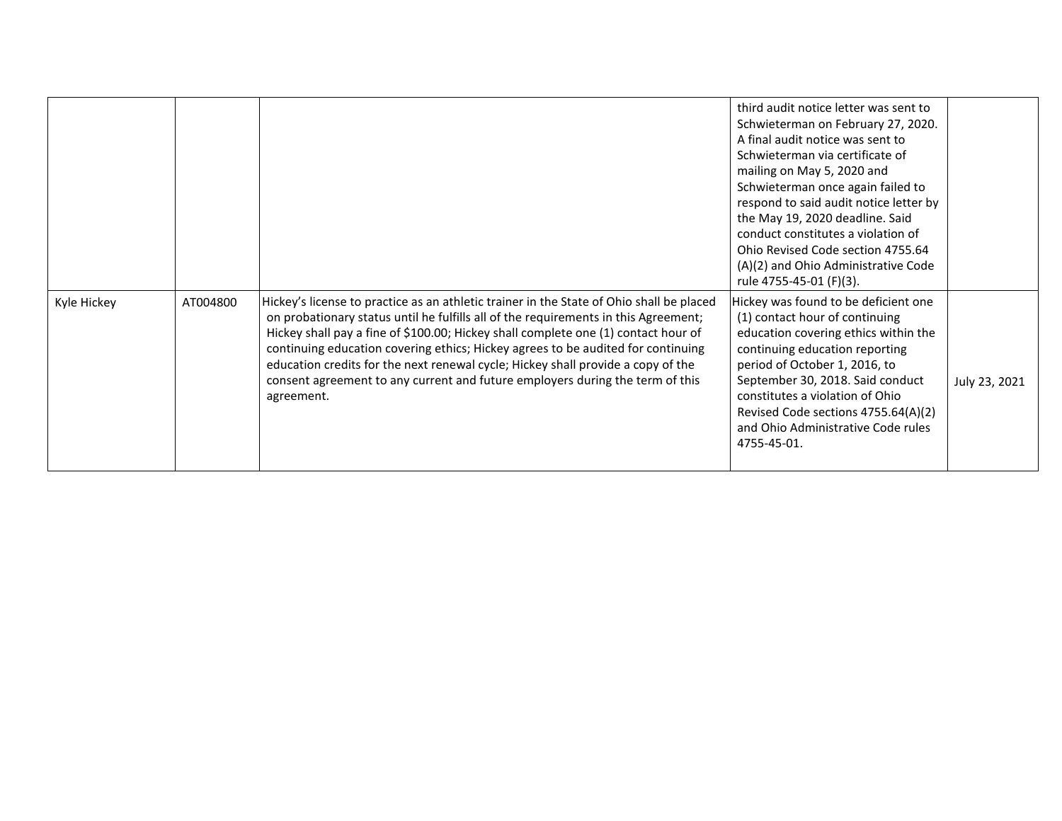| | | | | |
|---|---|---|---|---|
| | | | third audit notice letter was sent to Schwieterman on February 27, 2020. A final audit notice was sent to Schwieterman via certificate of mailing on May 5, 2020 and Schwieterman once again failed to respond to said audit notice letter by the May 19, 2020 deadline. Said conduct constitutes a violation of Ohio Revised Code section 4755.64 (A)(2) and Ohio Administrative Code rule 4755-45-01 (F)(3). | |
| Kyle Hickey | AT004800 | Hickey's license to practice as an athletic trainer in the State of Ohio shall be placed on probationary status until he fulfills all of the requirements in this Agreement; Hickey shall pay a fine of $100.00; Hickey shall complete one (1) contact hour of continuing education covering ethics; Hickey agrees to be audited for continuing education credits for the next renewal cycle; Hickey shall provide a copy of the consent agreement to any current and future employers during the term of this agreement. | Hickey was found to be deficient one (1) contact hour of continuing education covering ethics within the continuing education reporting period of October 1, 2016, to September 30, 2018. Said conduct constitutes a violation of Ohio Revised Code sections 4755.64(A)(2) and Ohio Administrative Code rules 4755-45-01. | July 23, 2021 |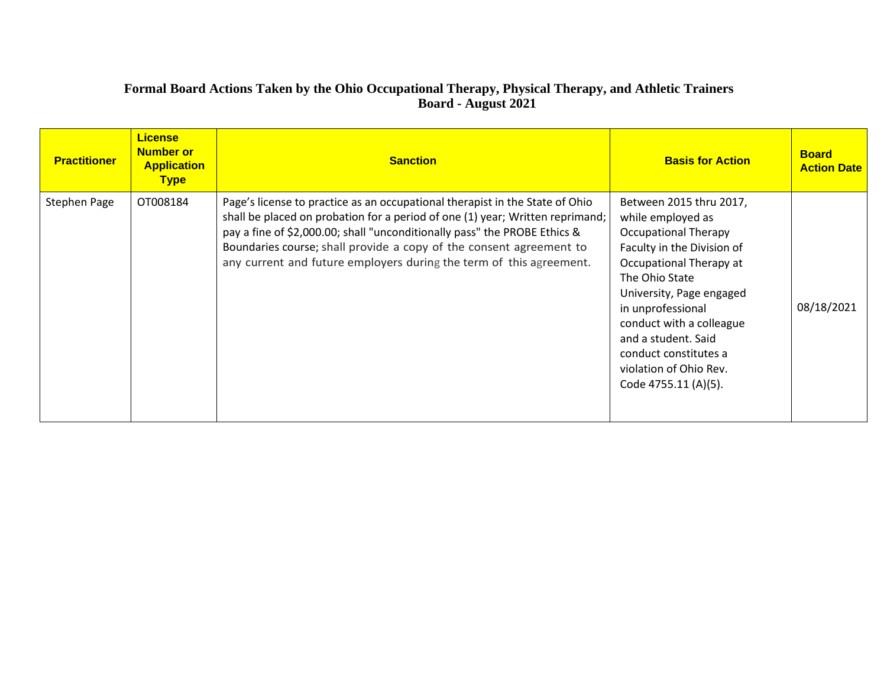# Formal Board Actions Taken by the Ohio Occupational Therapy, Physical Therapy, and Athletic Trainers Board - August 2021

| Practitioner | License Number or Application Type | Sanction | Basis for Action | Board Action Date |
|---|---|---|---|---|
| Stephen Page | OT008184 | Page's license to practice as an occupational therapist in the State of Ohio shall be placed on probation for a period of one (1) year; Written reprimand; pay a fine of $2,000.00; shall "unconditionally pass" the PROBE Ethics & Boundaries course; shall provide a copy of the consent agreement to any current and future employers during the term of this agreement. | Between 2015 thru 2017, while employed as Occupational Therapy Faculty in the Division of Occupational Therapy at The Ohio State University, Page engaged in unprofessional conduct with a colleague and a student. Said conduct constitutes a violation of Ohio Rev. Code 4755.11 (A)(5). | 08/18/2021 |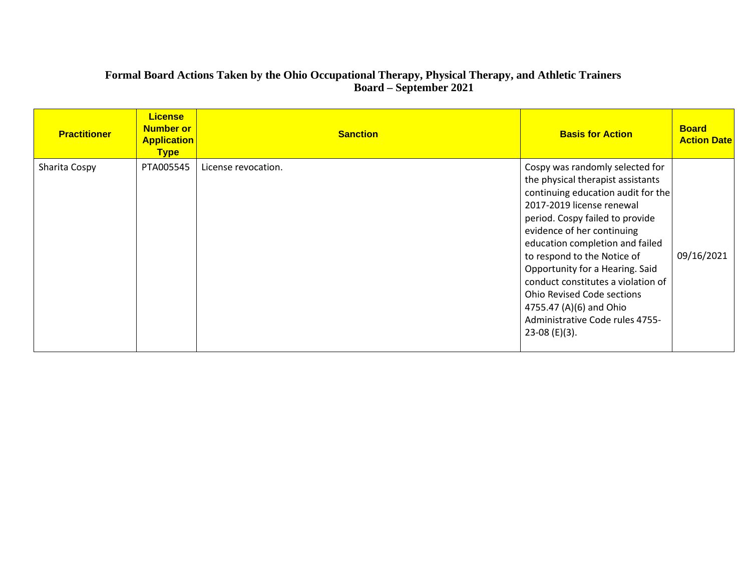## Formal Board Actions Taken by the Ohio Occupational Therapy, Physical Therapy, and Athletic Trainers Board – September 2021

| Practitioner | License Number or Application Type | Sanction | Basis for Action | Board Action Date |
|---|---|---|---|---|
| Sharita Cospy | PTA005545 | License revocation. | Cospy was randomly selected for the physical therapist assistants continuing education audit for the 2017-2019 license renewal period. Cospy failed to provide evidence of her continuing education completion and failed to respond to the Notice of Opportunity for a Hearing. Said conduct constitutes a violation of Ohio Revised Code sections 4755.47 (A)(6) and Ohio Administrative Code rules 4755-23-08 (E)(3). | 09/16/2021 |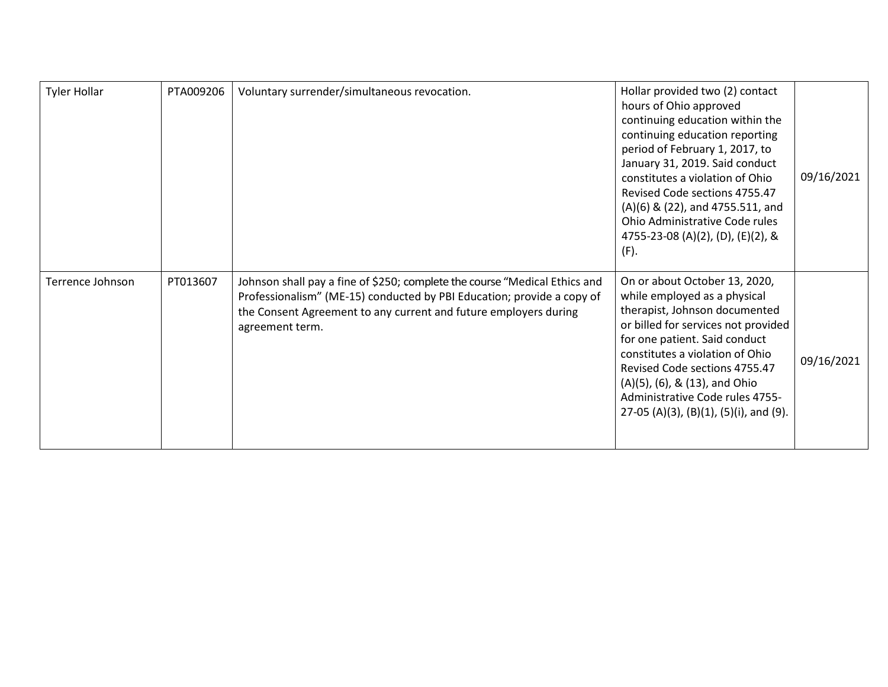| | | | | |
|---|---|---|---|---|
| Tyler Hollar | PTA009206 | Voluntary surrender/simultaneous revocation. | Hollar provided two (2) contact hours of Ohio approved continuing education within the continuing education reporting period of February 1, 2017, to January 31, 2019. Said conduct constitutes a violation of Ohio Revised Code sections 4755.47 (A)(6) & (22), and 4755.511, and Ohio Administrative Code rules 4755-23-08 (A)(2), (D), (E)(2), & (F). | 09/16/2021 |
| Terrence Johnson | PT013607 | Johnson shall pay a fine of $250; complete the course "Medical Ethics and Professionalism" (ME-15) conducted by PBI Education; provide a copy of the Consent Agreement to any current and future employers during agreement term. | On or about October 13, 2020, while employed as a physical therapist, Johnson documented or billed for services not provided for one patient. Said conduct constitutes a violation of Ohio Revised Code sections 4755.47 (A)(5), (6), & (13), and Ohio Administrative Code rules 4755-27-05 (A)(3), (B)(1), (5)(i), and (9). | 09/16/2021 |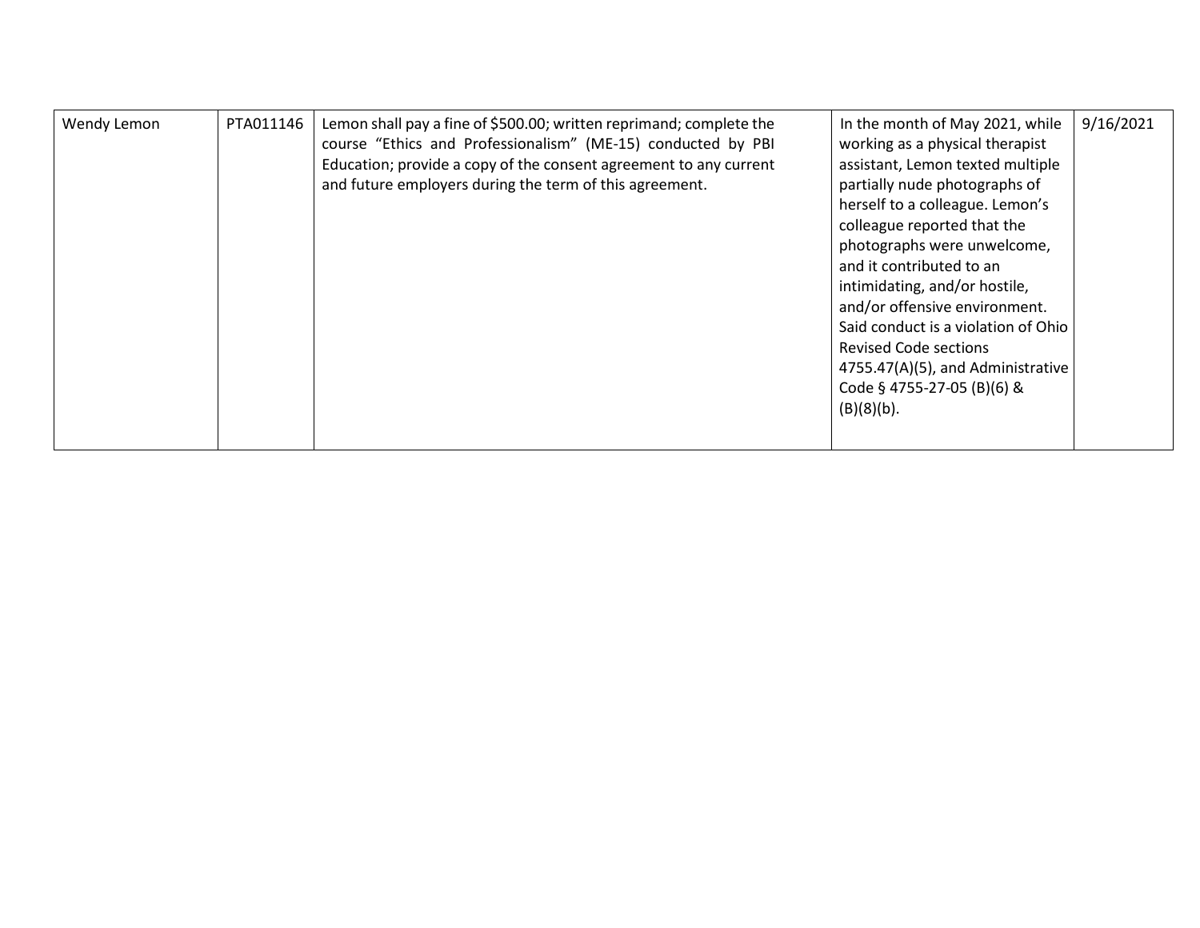| | | | | |
|---|---|---|---|---|
| Wendy Lemon | PTA011146 | Lemon shall pay a fine of $500.00; written reprimand; complete the course "Ethics and Professionalism" (ME-15) conducted by PBI Education; provide a copy of the consent agreement to any current and future employers during the term of this agreement. | In the month of May 2021, while working as a physical therapist assistant, Lemon texted multiple partially nude photographs of herself to a colleague. Lemon's colleague reported that the photographs were unwelcome, and it contributed to an intimidating, and/or hostile, and/or offensive environment. Said conduct is a violation of Ohio Revised Code sections 4755.47(A)(5), and Administrative Code § 4755-27-05 (B)(6) & (B)(8)(b). | 9/16/2021 |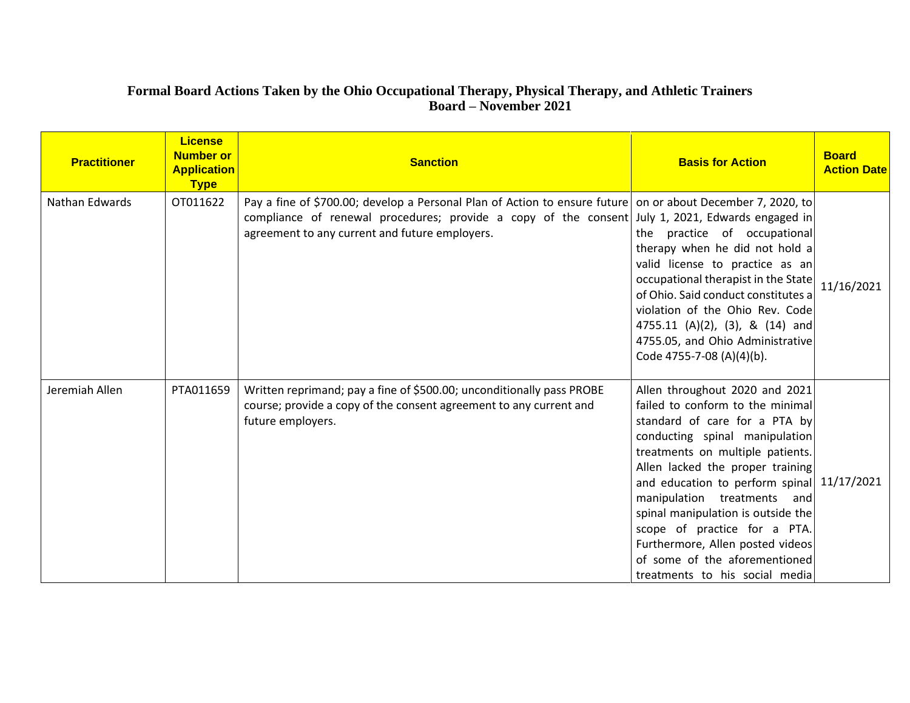# Formal Board Actions Taken by the Ohio Occupational Therapy, Physical Therapy, and Athletic Trainers Board – November 2021

| Practitioner | License Number or Application Type | Sanction | Basis for Action | Board Action Date |
|---|---|---|---|---|
| Nathan Edwards | OT011622 | Pay a fine of $700.00; develop a Personal Plan of Action to ensure future compliance of renewal procedures; provide a copy of the consent agreement to any current and future employers. | on or about December 7, 2020, to July 1, 2021, Edwards engaged in the practice of occupational therapy when he did not hold a valid license to practice as an occupational therapist in the State of Ohio. Said conduct constitutes a violation of the Ohio Rev. Code 4755.11 (A)(2), (3), & (14) and 4755.05, and Ohio Administrative Code 4755-7-08 (A)(4)(b). | 11/16/2021 |
| Jeremiah Allen | PTA011659 | Written reprimand; pay a fine of $500.00; unconditionally pass PROBE course; provide a copy of the consent agreement to any current and future employers. | Allen throughout 2020 and 2021 failed to conform to the minimal standard of care for a PTA by conducting spinal manipulation treatments on multiple patients. Allen lacked the proper training and education to perform spinal manipulation treatments and spinal manipulation is outside the scope of practice for a PTA. Furthermore, Allen posted videos of some of the aforementioned treatments to his social media | 11/17/2021 |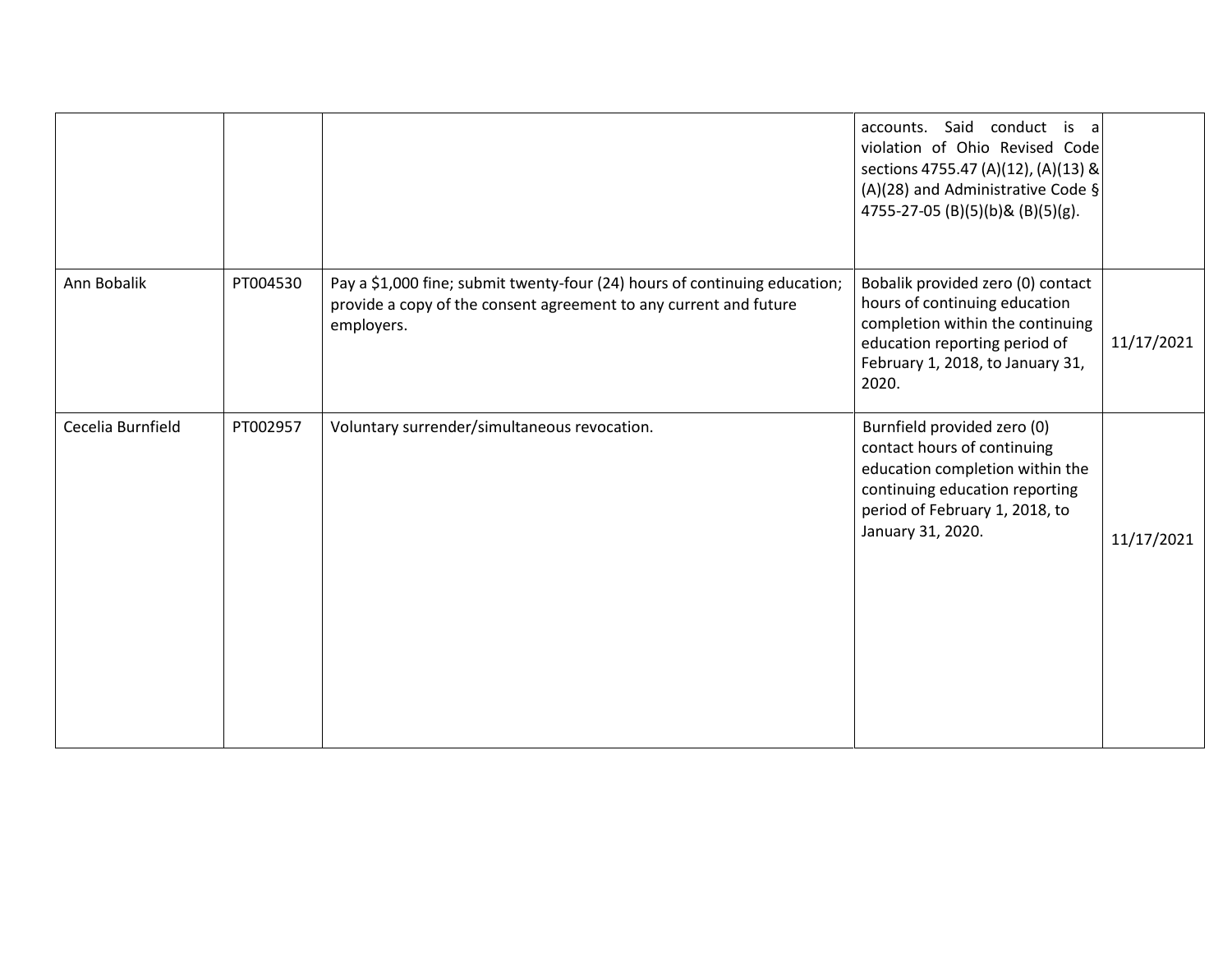| | | | | |
|---|---|---|---|---|
| | | | accounts. Said conduct is a violation of Ohio Revised Code sections 4755.47 (A)(12), (A)(13) & (A)(28) and Administrative Code § 4755-27-05 (B)(5)(b)& (B)(5)(g). | |
| Ann Bobalik | PT004530 | Pay a $1,000 fine; submit twenty-four (24) hours of continuing education; provide a copy of the consent agreement to any current and future employers. | Bobalik provided zero (0) contact hours of continuing education completion within the continuing education reporting period of February 1, 2018, to January 31, 2020. | 11/17/2021 |
| Cecelia Burnfield | PT002957 | Voluntary surrender/simultaneous revocation. | Burnfield provided zero (0) contact hours of continuing education completion within the continuing education reporting period of February 1, 2018, to January 31, 2020. | 11/17/2021 |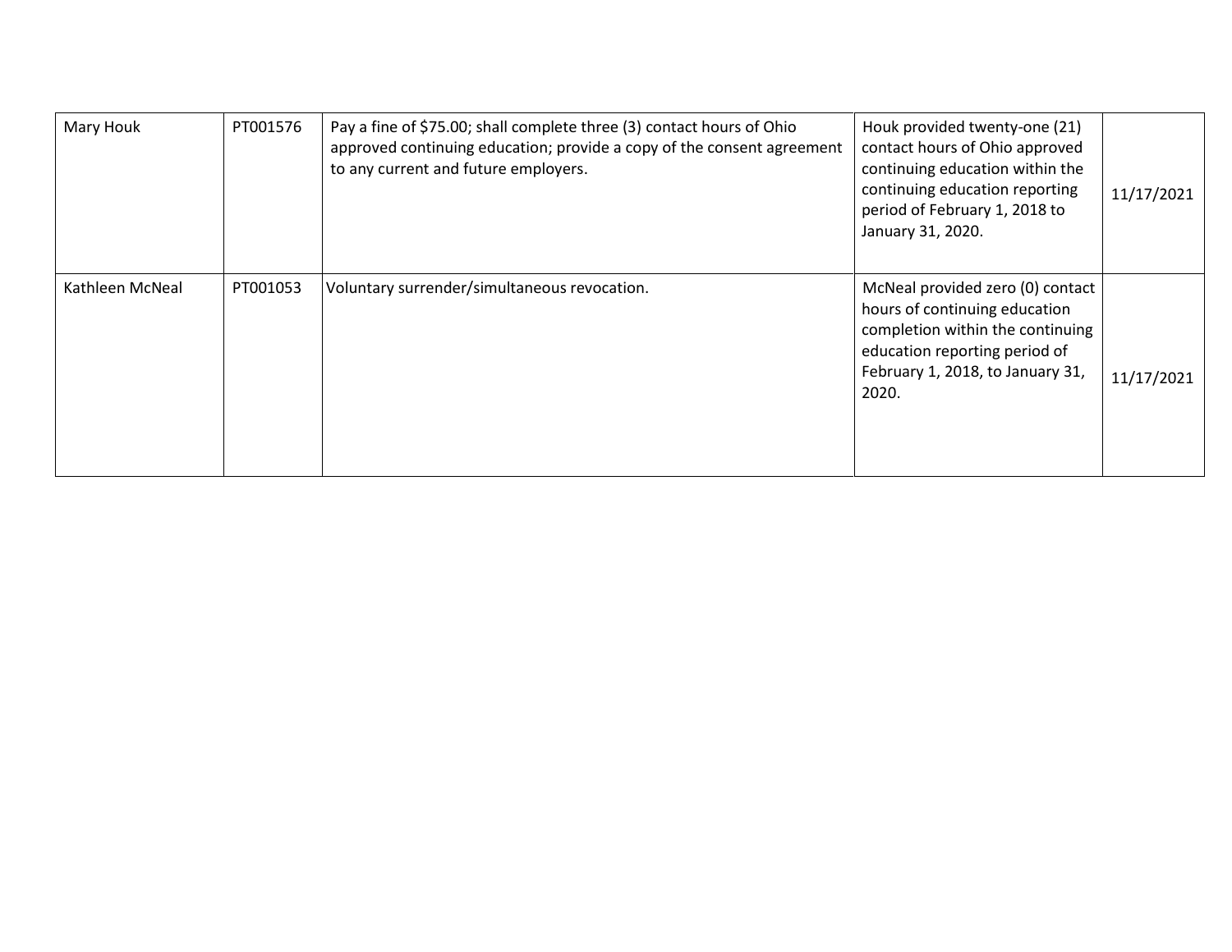| | | | | |
|---|---|---|---|---|
| Mary Houk | PT001576 | Pay a fine of $75.00; shall complete three (3) contact hours of Ohio approved continuing education; provide a copy of the consent agreement to any current and future employers. | Houk provided twenty-one (21) contact hours of Ohio approved continuing education within the continuing education reporting period of February 1, 2018 to January 31, 2020. | 11/17/2021 |
| Kathleen McNeal | PT001053 | Voluntary surrender/simultaneous revocation. | McNeal provided zero (0) contact hours of continuing education completion within the continuing education reporting period of February 1, 2018, to January 31, 2020. | 11/17/2021 |